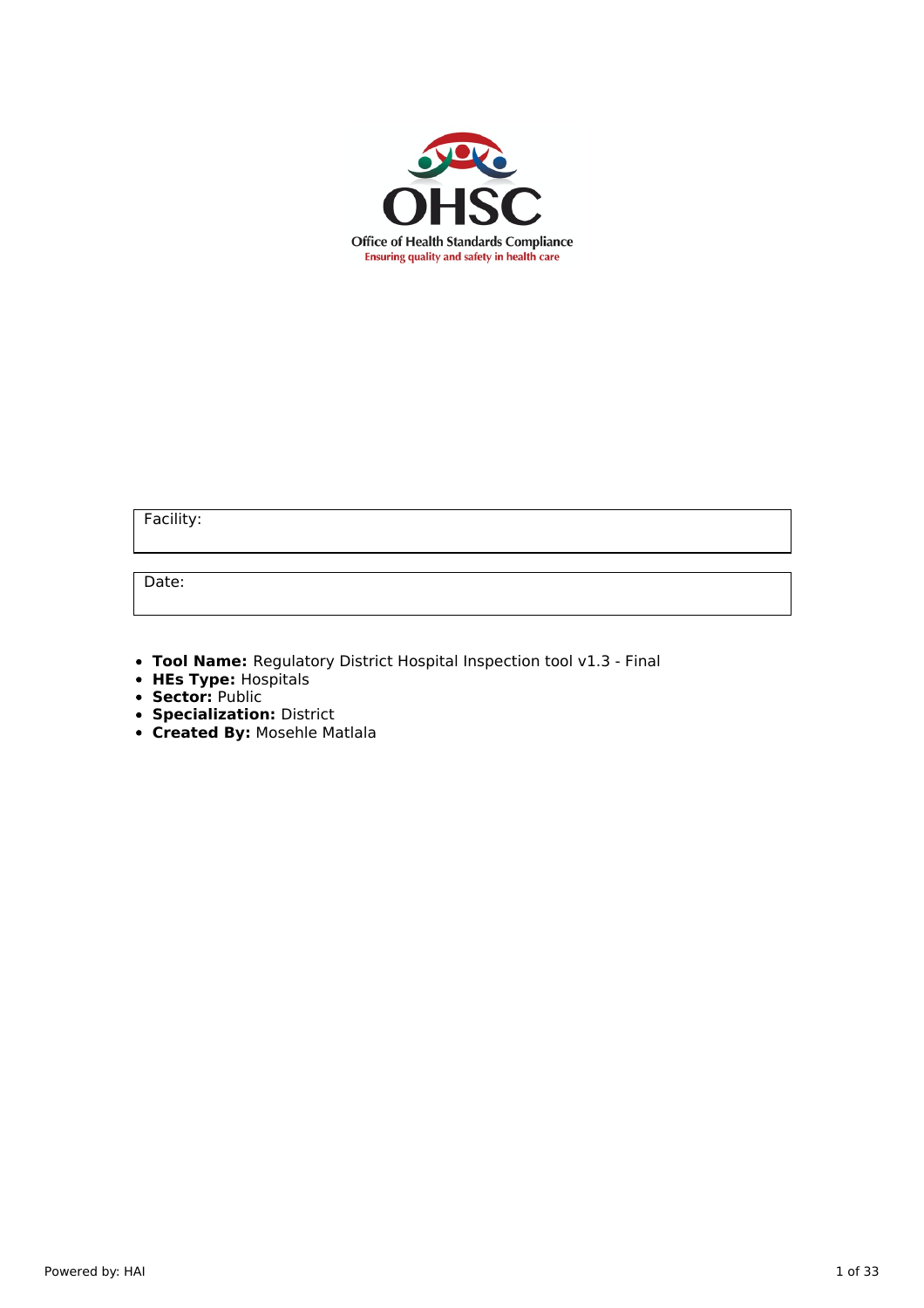OHSC

Office of Health Standards Compliance
Ensuring quality and safety in health care

| Facility: |
| --- |

| Date: |
| --- |

- **Tool Name:** Regulatory District Hospital Inspection tool v1.3 - Final
- **HEs Type:** Hospitals
- **Sector:** Public
- **Specialization:** District
- **Created By:** Mosehle Matlala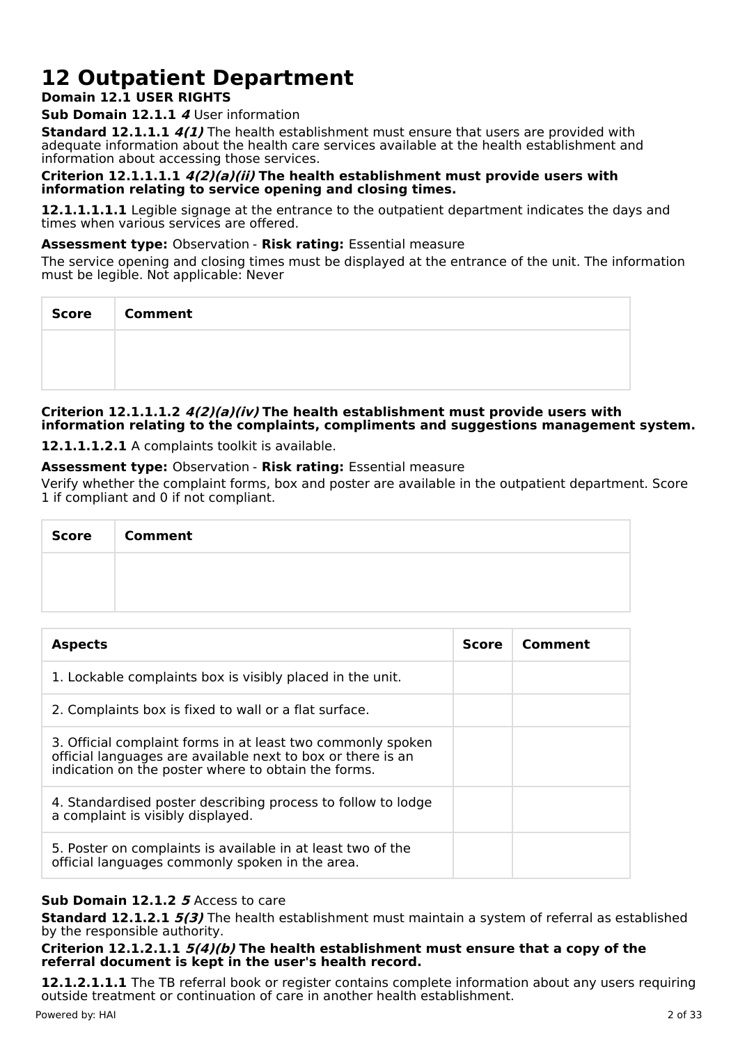# 12 Outpatient Department

**Domain 12.1 USER RIGHTS**

**Sub Domain 12.1.1** ***4*** User information

**Standard 12.1.1.1** ***4(1)*** The health establishment must ensure that users are provided with adequate information about the health care services available at the health establishment and information about accessing those services.

**Criterion 12.1.1.1.1** ***4(2)(a)(ii)*** **The health establishment must provide users with information relating to service opening and closing times.**

**12.1.1.1.1.1** Legible signage at the entrance to the outpatient department indicates the days and times when various services are offered.

**Assessment type:** Observation - **Risk rating:** Essential measure

The service opening and closing times must be displayed at the entrance of the unit. The information must be legible. Not applicable: Never

| Score | Comment |
| --- | --- |
| | |

**Criterion 12.1.1.1.2** ***4(2)(a)(iv)*** **The health establishment must provide users with information relating to the complaints, compliments and suggestions management system.**

**12.1.1.1.2.1** A complaints toolkit is available.

**Assessment type:** Observation - **Risk rating:** Essential measure

Verify whether the complaint forms, box and poster are available in the outpatient department. Score 1 if compliant and 0 if not compliant.

| Score | Comment |
| --- | --- |
| | |

| Aspects | Score | Comment |
| --- | --- | --- |
| 1. Lockable complaints box is visibly placed in the unit. | | |
| 2. Complaints box is fixed to wall or a flat surface. | | |
| 3. Official complaint forms in at least two commonly spoken official languages are available next to box or there is an indication on the poster where to obtain the forms. | | |
| 4. Standardised poster describing process to follow to lodge a complaint is visibly displayed. | | |
| 5. Poster on complaints is available in at least two of the official languages commonly spoken in the area. | | |

**Sub Domain 12.1.2** ***5*** Access to care

**Standard 12.1.2.1** ***5(3)*** The health establishment must maintain a system of referral as established by the responsible authority.

**Criterion 12.1.2.1.1** ***5(4)(b)*** **The health establishment must ensure that a copy of the referral document is kept in the user's health record.**

**12.1.2.1.1.1** The TB referral book or register contains complete information about any users requiring outside treatment or continuation of care in another health establishment.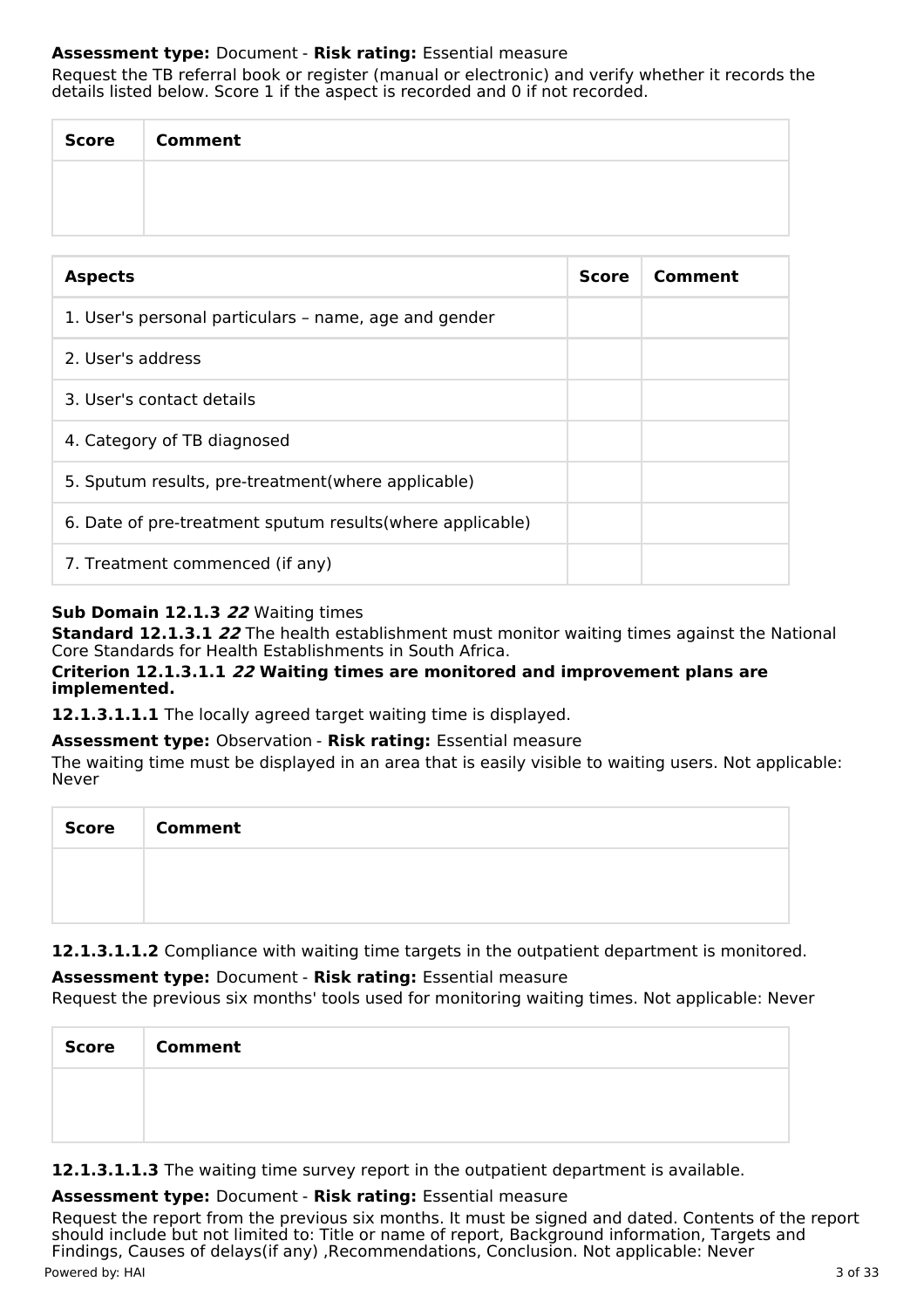**Assessment type:** Document - **Risk rating:** Essential measure

Request the TB referral book or register (manual or electronic) and verify whether it records the details listed below. Score 1 if the aspect is recorded and 0 if not recorded.

| Score | Comment |
| --- | --- |
| | |

| Aspects | Score | Comment |
| --- | --- | --- |
| 1. User's personal particulars – name, age and gender | | |
| 2. User's address | | |
| 3. User's contact details | | |
| 4. Category of TB diagnosed | | |
| 5. Sputum results, pre-treatment(where applicable) | | |
| 6. Date of pre-treatment sputum results(where applicable) | | |
| 7. Treatment commenced (if any) | | |

**Sub Domain 12.1.3** ***22*** Waiting times

**Standard 12.1.3.1** ***22*** The health establishment must monitor waiting times against the National Core Standards for Health Establishments in South Africa.

**Criterion 12.1.3.1.1** ***22*** **Waiting times are monitored and improvement plans are implemented.**

**12.1.3.1.1.1** The locally agreed target waiting time is displayed.

**Assessment type:** Observation - **Risk rating:** Essential measure

The waiting time must be displayed in an area that is easily visible to waiting users. Not applicable: Never

| Score | Comment |
| --- | --- |
| | |

**12.1.3.1.1.2** Compliance with waiting time targets in the outpatient department is monitored.

**Assessment type:** Document - **Risk rating:** Essential measure

Request the previous six months' tools used for monitoring waiting times. Not applicable: Never

| Score | Comment |
| --- | --- |
| | |

**12.1.3.1.1.3** The waiting time survey report in the outpatient department is available.

**Assessment type:** Document - **Risk rating:** Essential measure

Request the report from the previous six months. It must be signed and dated. Contents of the report should include but not limited to: Title or name of report, Background information, Targets and Findings, Causes of delays(if any) ,Recommendations, Conclusion. Not applicable: Never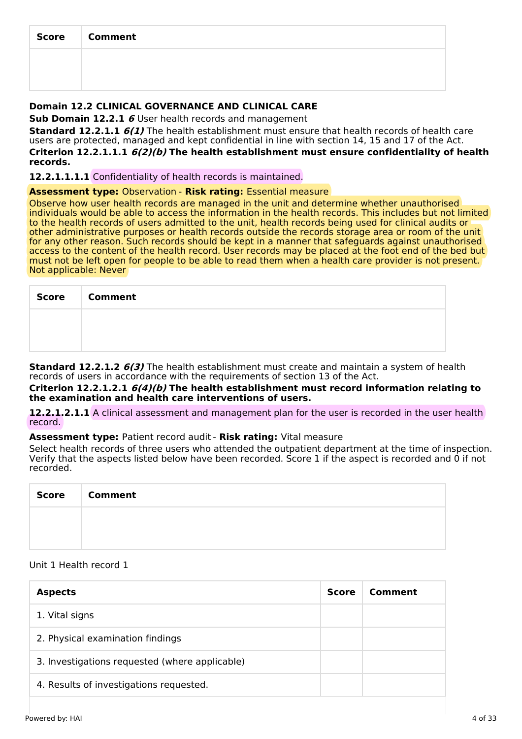| Score | Comment |
| --- | --- |
| | |

**Domain 12.2 CLINICAL GOVERNANCE AND CLINICAL CARE**

**Sub Domain 12.2.1** ***6*** User health records and management

**Standard 12.2.1.1** ***6(1)*** The health establishment must ensure that health records of health care users are protected, managed and kept confidential in line with section 14, 15 and 17 of the Act.

**Criterion 12.2.1.1.1** ***6(2)(b)*** **The health establishment must ensure confidentiality of health records.**

**12.2.1.1.1.1** Confidentiality of health records is maintained.

**Assessment type:** Observation - **Risk rating:** Essential measure

Observe how user health records are managed in the unit and determine whether unauthorised individuals would be able to access the information in the health records. This includes but not limited to the health records of users admitted to the unit, health records being used for clinical audits or other administrative purposes or health records outside the records storage area or room of the unit for any other reason. Such records should be kept in a manner that safeguards against unauthorised access to the content of the health record. User records may be placed at the foot end of the bed but must not be left open for people to be able to read them when a health care provider is not present.
Not applicable: Never

| Score | Comment |
| --- | --- |
| | |

**Standard 12.2.1.2** ***6(3)*** The health establishment must create and maintain a system of health records of users in accordance with the requirements of section 13 of the Act.

**Criterion 12.2.1.2.1** ***6(4)(b)*** **The health establishment must record information relating to the examination and health care interventions of users.**

**12.2.1.2.1.1** A clinical assessment and management plan for the user is recorded in the user health record.

**Assessment type:** Patient record audit - **Risk rating:** Vital measure

Select health records of three users who attended the outpatient department at the time of inspection. Verify that the aspects listed below have been recorded. Score 1 if the aspect is recorded and 0 if not recorded.

| Score | Comment |
| --- | --- |
| | |

Unit 1 Health record 1

| Aspects | Score | Comment |
| --- | --- | --- |
| 1. Vital signs | | |
| 2. Physical examination findings | | |
| 3. Investigations requested (where applicable) | | |
| 4. Results of investigations requested. | | |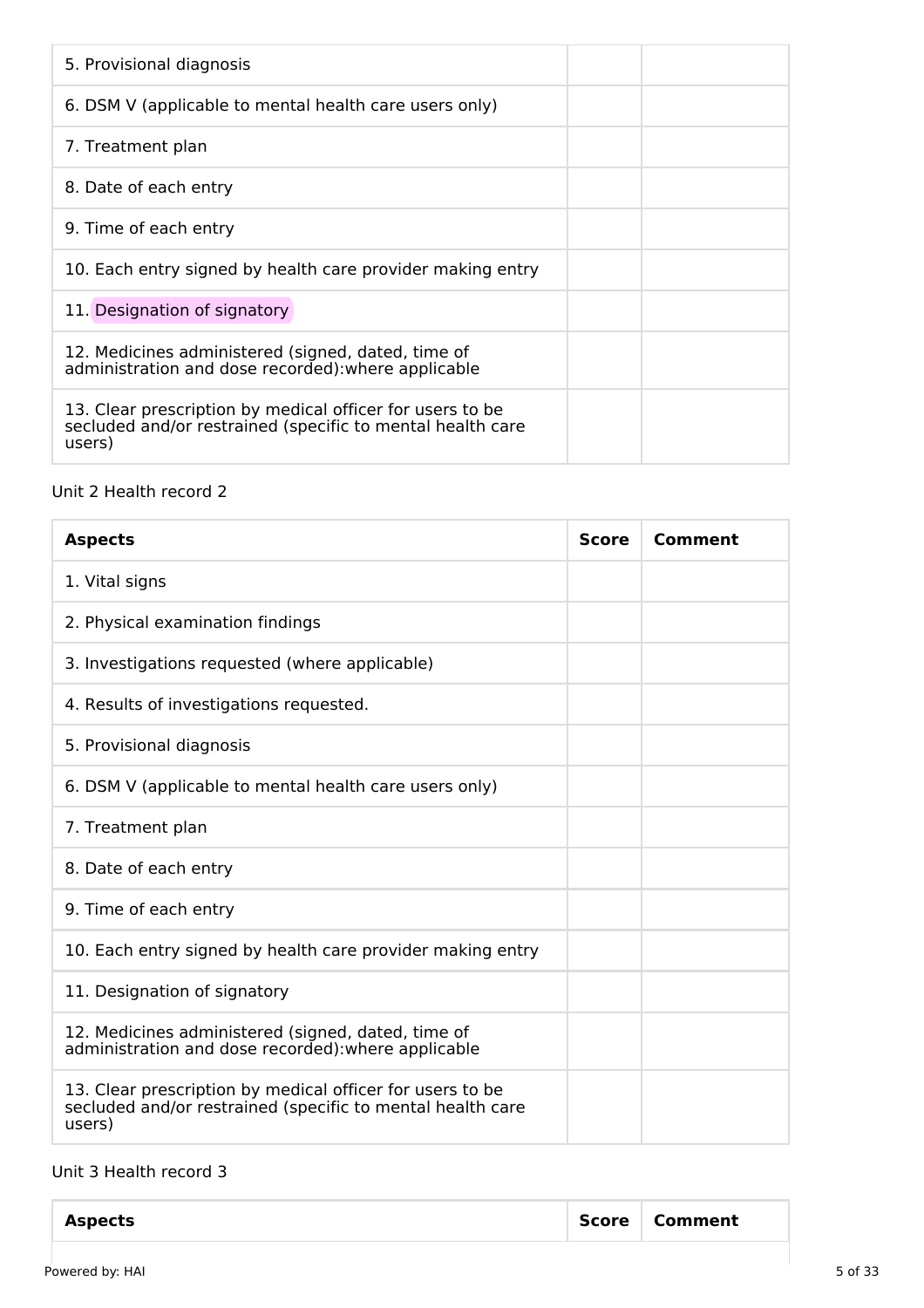| | | |
|---|---|---|
| 5. Provisional diagnosis | | |
| 6. DSM V (applicable to mental health care users only) | | |
| 7. Treatment plan | | |
| 8. Date of each entry | | |
| 9. Time of each entry | | |
| 10. Each entry signed by health care provider making entry | | |
| 11. Designation of signatory | | |
| 12. Medicines administered (signed, dated, time of administration and dose recorded):where applicable | | |
| 13. Clear prescription by medical officer for users to be secluded and/or restrained (specific to mental health care users) | | |

Unit 2 Health record 2

| Aspects | Score | Comment |
|---|---|---|
| 1. Vital signs | | |
| 2. Physical examination findings | | |
| 3. Investigations requested (where applicable) | | |
| 4. Results of investigations requested. | | |
| 5. Provisional diagnosis | | |
| 6. DSM V (applicable to mental health care users only) | | |
| 7. Treatment plan | | |
| 8. Date of each entry | | |
| 9. Time of each entry | | |
| 10. Each entry signed by health care provider making entry | | |
| 11. Designation of signatory | | |
| 12. Medicines administered (signed, dated, time of administration and dose recorded):where applicable | | |
| 13. Clear prescription by medical officer for users to be secluded and/or restrained (specific to mental health care users) | | |

Unit 3 Health record 3

| Aspects | Score | Comment |
|---|---|---|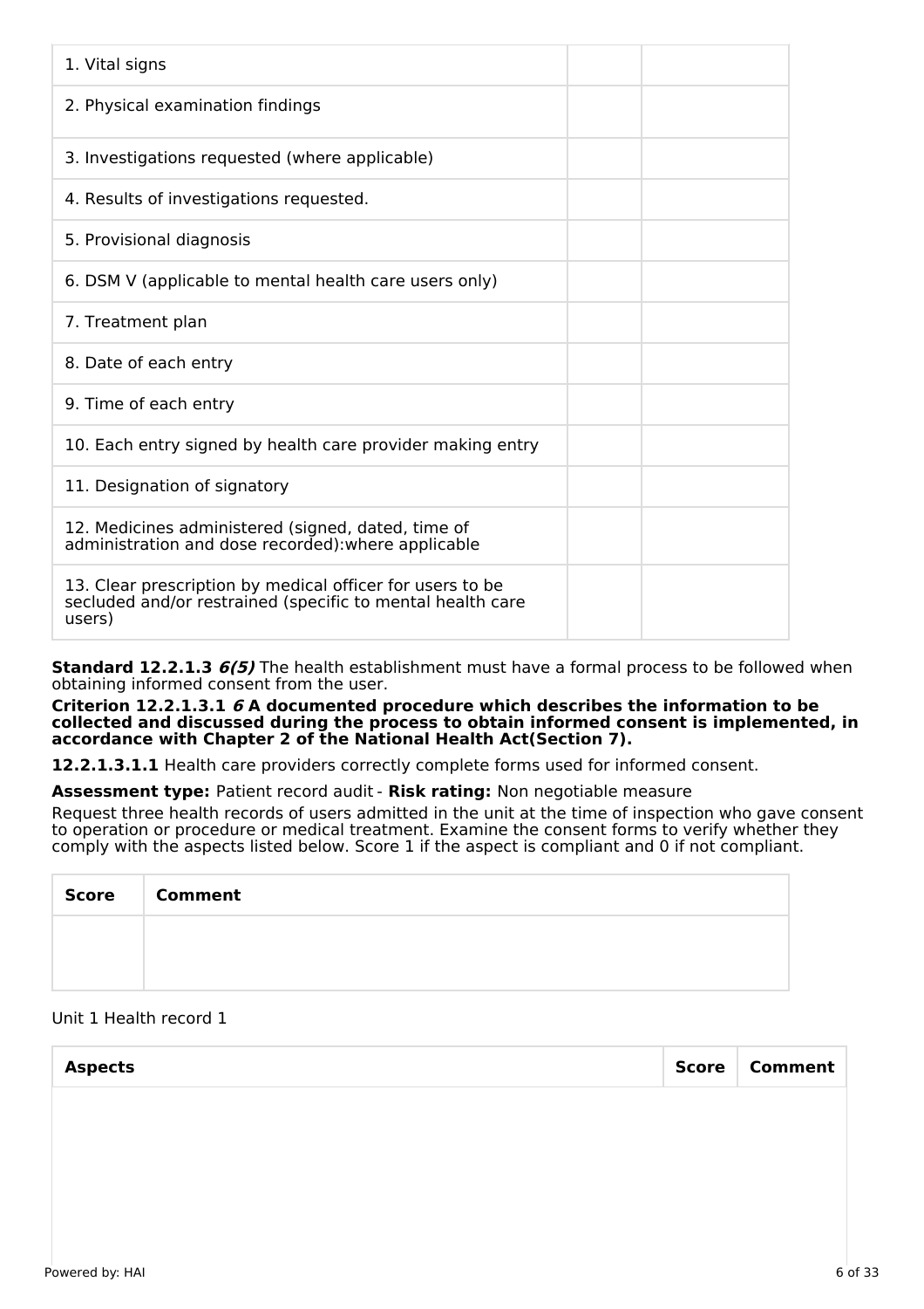| | | |
|---|---|---|
| 1. Vital signs | | |
| 2. Physical examination findings | | |
| 3. Investigations requested (where applicable) | | |
| 4. Results of investigations requested. | | |
| 5. Provisional diagnosis | | |
| 6. DSM V (applicable to mental health care users only) | | |
| 7. Treatment plan | | |
| 8. Date of each entry | | |
| 9. Time of each entry | | |
| 10. Each entry signed by health care provider making entry | | |
| 11. Designation of signatory | | |
| 12. Medicines administered (signed, dated, time of administration and dose recorded):where applicable | | |
| 13. Clear prescription by medical officer for users to be secluded and/or restrained (specific to mental health care users) | | |

**Standard 12.2.1.3 *6(5)*** The health establishment must have a formal process to be followed when obtaining informed consent from the user.

**Criterion 12.2.1.3.1 *6* A documented procedure which describes the information to be collected and discussed during the process to obtain informed consent is implemented, in accordance with Chapter 2 of the National Health Act(Section 7).**

**12.2.1.3.1.1** Health care providers correctly complete forms used for informed consent.

**Assessment type:** Patient record audit - **Risk rating:** Non negotiable measure

Request three health records of users admitted in the unit at the time of inspection who gave consent to operation or procedure or medical treatment. Examine the consent forms to verify whether they comply with the aspects listed below. Score 1 if the aspect is compliant and 0 if not compliant.

| Score | Comment |
|---|---|
| | |

Unit 1 Health record 1

| Aspects | Score | Comment |
|---|---|---|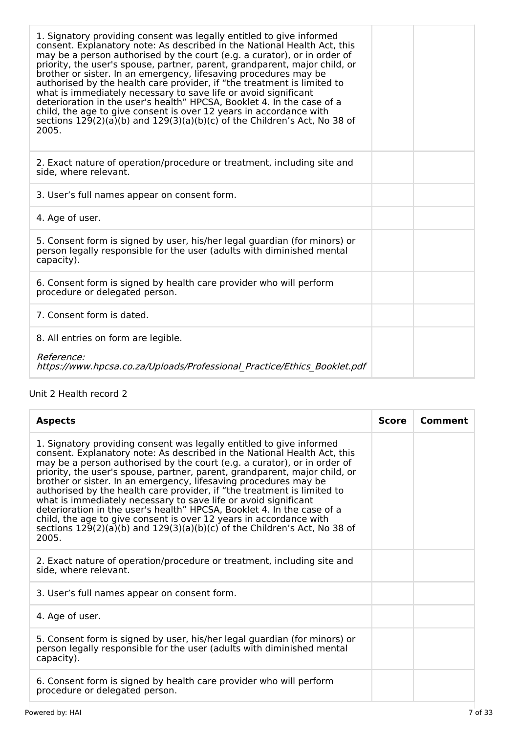| Aspects | Score | Comment |
|---|---|---|
| 1. Signatory providing consent was legally entitled to give informed consent. Explanatory note: As described in the National Health Act, this may be a person authorised by the court (e.g. a curator), or in order of priority, the user's spouse, partner, parent, grandparent, major child, or brother or sister. In an emergency, lifesaving procedures may be authorised by the health care provider, if "the treatment is limited to what is immediately necessary to save life or avoid significant deterioration in the user's health" HPCSA, Booklet 4. In the case of a child, the age to give consent is over 12 years in accordance with sections 129(2)(a)(b) and 129(3)(a)(b)(c) of the Children's Act, No 38 of 2005. | | |
| 2. Exact nature of operation/procedure or treatment, including site and side, where relevant. | | |
| 3. User's full names appear on consent form. | | |
| 4. Age of user. | | |
| 5. Consent form is signed by user, his/her legal guardian (for minors) or person legally responsible for the user (adults with diminished mental capacity). | | |
| 6. Consent form is signed by health care provider who will perform procedure or delegated person. | | |
| 7. Consent form is dated. | | |
| 8. All entries on form are legible.<br><br>*Reference: https://www.hpcsa.co.za/Uploads/Professional_Practice/Ethics_Booklet.pdf* | | |

Unit 2 Health record 2

| Aspects | Score | Comment |
|---|---|---|
| 1. Signatory providing consent was legally entitled to give informed consent. Explanatory note: As described in the National Health Act, this may be a person authorised by the court (e.g. a curator), or in order of priority, the user's spouse, partner, parent, grandparent, major child, or brother or sister. In an emergency, lifesaving procedures may be authorised by the health care provider, if "the treatment is limited to what is immediately necessary to save life or avoid significant deterioration in the user's health" HPCSA, Booklet 4. In the case of a child, the age to give consent is over 12 years in accordance with sections 129(2)(a)(b) and 129(3)(a)(b)(c) of the Children's Act, No 38 of 2005. | | |
| 2. Exact nature of operation/procedure or treatment, including site and side, where relevant. | | |
| 3. User's full names appear on consent form. | | |
| 4. Age of user. | | |
| 5. Consent form is signed by user, his/her legal guardian (for minors) or person legally responsible for the user (adults with diminished mental capacity). | | |
| 6. Consent form is signed by health care provider who will perform procedure or delegated person. | | |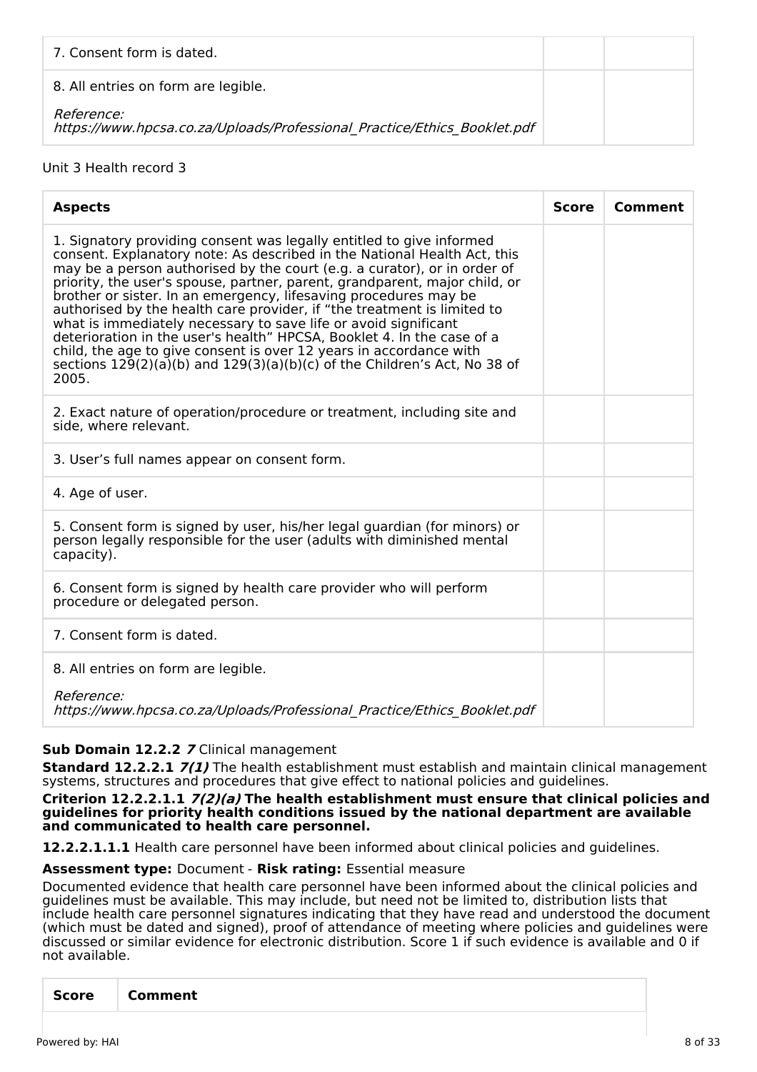| | | |
|---|---|---|
| 7. Consent form is dated. | | |
| 8. All entries on form are legible. *Reference: https://www.hpcsa.co.za/Uploads/Professional_Practice/Ethics_Booklet.pdf* | | |

Unit 3 Health record 3

| Aspects | Score | Comment |
|---|---|---|
| 1. Signatory providing consent was legally entitled to give informed consent. Explanatory note: As described in the National Health Act, this may be a person authorised by the court (e.g. a curator), or in order of priority, the user's spouse, partner, parent, grandparent, major child, or brother or sister. In an emergency, lifesaving procedures may be authorised by the health care provider, if "the treatment is limited to what is immediately necessary to save life or avoid significant deterioration in the user's health" HPCSA, Booklet 4. In the case of a child, the age to give consent is over 12 years in accordance with sections 129(2)(a)(b) and 129(3)(a)(b)(c) of the Children's Act, No 38 of 2005. | | |
| 2. Exact nature of operation/procedure or treatment, including site and side, where relevant. | | |
| 3. User's full names appear on consent form. | | |
| 4. Age of user. | | |
| 5. Consent form is signed by user, his/her legal guardian (for minors) or person legally responsible for the user (adults with diminished mental capacity). | | |
| 6. Consent form is signed by health care provider who will perform procedure or delegated person. | | |
| 7. Consent form is dated. | | |
| 8. All entries on form are legible. *Reference: https://www.hpcsa.co.za/Uploads/Professional_Practice/Ethics_Booklet.pdf* | | |

**Sub Domain 12.2.2** ***7*** Clinical management

**Standard 12.2.2.1** ***7(1)*** The health establishment must establish and maintain clinical management systems, structures and procedures that give effect to national policies and guidelines.

**Criterion 12.2.2.1.1** ***7(2)(a)*** **The health establishment must ensure that clinical policies and guidelines for priority health conditions issued by the national department are available and communicated to health care personnel.**

**12.2.2.1.1.1** Health care personnel have been informed about clinical policies and guidelines.

**Assessment type:** Document - **Risk rating:** Essential measure

Documented evidence that health care personnel have been informed about the clinical policies and guidelines must be available. This may include, but need not be limited to, distribution lists that include health care personnel signatures indicating that they have read and understood the document (which must be dated and signed), proof of attendance of meeting where policies and guidelines were discussed or similar evidence for electronic distribution. Score 1 if such evidence is available and 0 if not available.

| Score | Comment |
|---|---|
| | |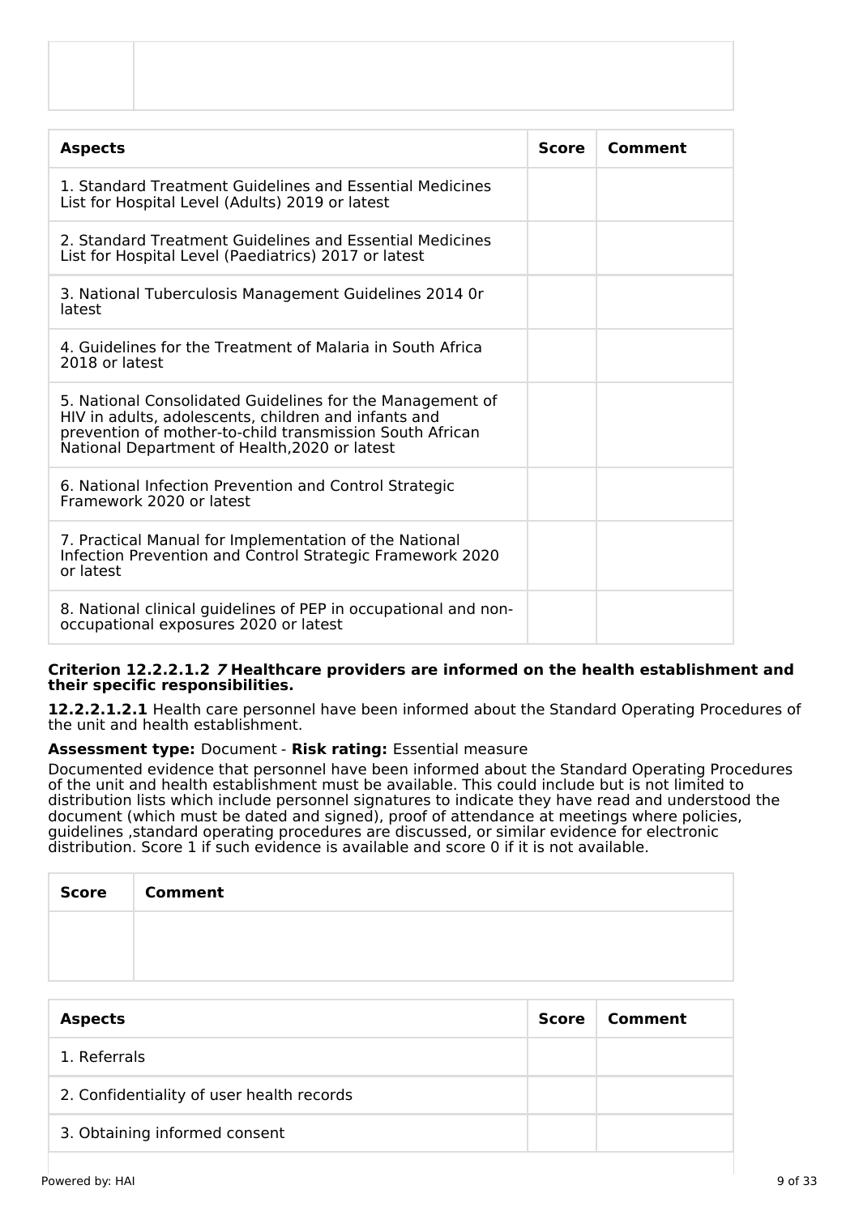| | |
|---|---|
| | |

| Aspects | Score | Comment |
|---|---|---|
| 1. Standard Treatment Guidelines and Essential Medicines List for Hospital Level (Adults) 2019 or latest | | |
| 2. Standard Treatment Guidelines and Essential Medicines List for Hospital Level (Paediatrics) 2017 or latest | | |
| 3. National Tuberculosis Management Guidelines 2014 0r latest | | |
| 4. Guidelines for the Treatment of Malaria in South Africa 2018 or latest | | |
| 5. National Consolidated Guidelines for the Management of HIV in adults, adolescents, children and infants and prevention of mother-to-child transmission South African National Department of Health,2020 or latest | | |
| 6. National Infection Prevention and Control Strategic Framework 2020 or latest | | |
| 7. Practical Manual for Implementation of the National Infection Prevention and Control Strategic Framework 2020 or latest | | |
| 8. National clinical guidelines of PEP in occupational and non-occupational exposures 2020 or latest | | |

**Criterion 12.2.2.1.2 *7* Healthcare providers are informed on the health establishment and their specific responsibilities.**

**12.2.2.1.2.1** Health care personnel have been informed about the Standard Operating Procedures of the unit and health establishment.

**Assessment type:** Document - **Risk rating:** Essential measure

Documented evidence that personnel have been informed about the Standard Operating Procedures of the unit and health establishment must be available. This could include but is not limited to distribution lists which include personnel signatures to indicate they have read and understood the document (which must be dated and signed), proof of attendance at meetings where policies, guidelines ,standard operating procedures are discussed, or similar evidence for electronic distribution. Score 1 if such evidence is available and score 0 if it is not available.

| Score | Comment |
|---|---|
| | |

| Aspects | Score | Comment |
|---|---|---|
| 1. Referrals | | |
| 2. Confidentiality of user health records | | |
| 3. Obtaining informed consent | | |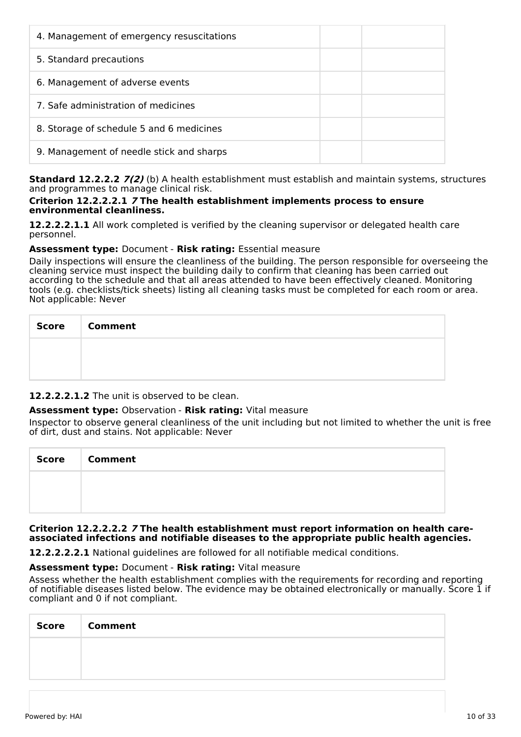| 4. Management of emergency resuscitations | | |
|---|---|---|
| 5. Standard precautions | | |
| 6. Management of adverse events | | |
| 7. Safe administration of medicines | | |
| 8. Storage of schedule 5 and 6 medicines | | |
| 9. Management of needle stick and sharps | | |

**Standard 12.2.2.2** ***7(2)*** (b) A health establishment must establish and maintain systems, structures and programmes to manage clinical risk.

**Criterion 12.2.2.2.1** ***7*** **The health establishment implements process to ensure environmental cleanliness.**

**12.2.2.2.1.1** All work completed is verified by the cleaning supervisor or delegated health care personnel.

**Assessment type:** Document - **Risk rating:** Essential measure

Daily inspections will ensure the cleanliness of the building. The person responsible for overseeing the cleaning service must inspect the building daily to confirm that cleaning has been carried out according to the schedule and that all areas attended to have been effectively cleaned. Monitoring tools (e.g. checklists/tick sheets) listing all cleaning tasks must be completed for each room or area. Not applicable: Never

| Score | Comment |
|---|---|
| | |

**12.2.2.2.1.2** The unit is observed to be clean.

**Assessment type:** Observation - **Risk rating:** Vital measure

Inspector to observe general cleanliness of the unit including but not limited to whether the unit is free of dirt, dust and stains. Not applicable: Never

| Score | Comment |
|---|---|
| | |

**Criterion 12.2.2.2.2** ***7*** **The health establishment must report information on health care-associated infections and notifiable diseases to the appropriate public health agencies.**

**12.2.2.2.2.1** National guidelines are followed for all notifiable medical conditions.

**Assessment type:** Document - **Risk rating:** Vital measure

Assess whether the health establishment complies with the requirements for recording and reporting of notifiable diseases listed below. The evidence may be obtained electronically or manually. Score 1 if compliant and 0 if not compliant.

| Score | Comment |
|---|---|
| | |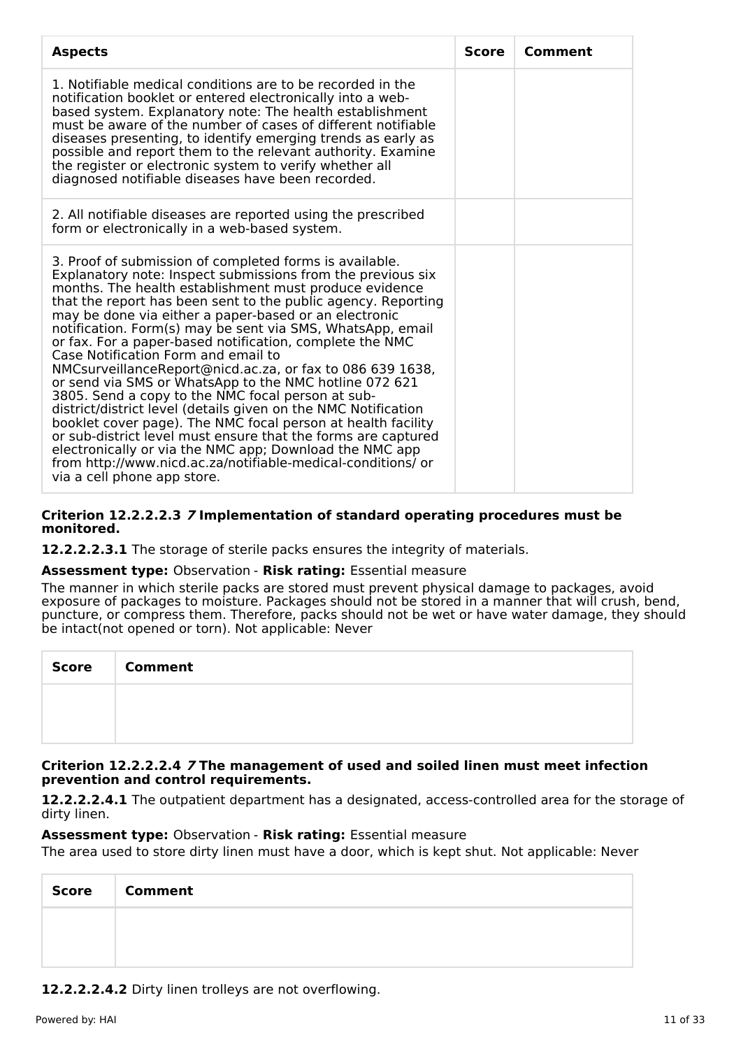| Aspects | Score | Comment |
|---|---|---|
| 1. Notifiable medical conditions are to be recorded in the notification booklet or entered electronically into a web-based system. Explanatory note: The health establishment must be aware of the number of cases of different notifiable diseases presenting, to identify emerging trends as early as possible and report them to the relevant authority. Examine the register or electronic system to verify whether all diagnosed notifiable diseases have been recorded. | | |
| 2. All notifiable diseases are reported using the prescribed form or electronically in a web-based system. | | |
| 3. Proof of submission of completed forms is available. Explanatory note: Inspect submissions from the previous six months. The health establishment must produce evidence that the report has been sent to the public agency. Reporting may be done via either a paper-based or an electronic notification. Form(s) may be sent via SMS, WhatsApp, email or fax. For a paper-based notification, complete the NMC Case Notification Form and email to NMCsurveillanceReport@nicd.ac.za, or fax to 086 639 1638, or send via SMS or WhatsApp to the NMC hotline 072 621 3805. Send a copy to the NMC focal person at sub-district/district level (details given on the NMC Notification booklet cover page). The NMC focal person at health facility or sub-district level must ensure that the forms are captured electronically or via the NMC app; Download the NMC app from http://www.nicd.ac.za/notifiable-medical-conditions/ or via a cell phone app store. | | |

**Criterion 12.2.2.2.3** ***7*** **Implementation of standard operating procedures must be monitored.**

**12.2.2.2.3.1** The storage of sterile packs ensures the integrity of materials.

**Assessment type:** Observation - **Risk rating:** Essential measure

The manner in which sterile packs are stored must prevent physical damage to packages, avoid exposure of packages to moisture. Packages should not be stored in a manner that will crush, bend, puncture, or compress them. Therefore, packs should not be wet or have water damage, they should be intact(not opened or torn). Not applicable: Never

| Score | Comment |
|---|---|
| | |

**Criterion 12.2.2.2.4** ***7*** **The management of used and soiled linen must meet infection prevention and control requirements.**

**12.2.2.2.4.1** The outpatient department has a designated, access-controlled area for the storage of dirty linen.

**Assessment type:** Observation - **Risk rating:** Essential measure

The area used to store dirty linen must have a door, which is kept shut. Not applicable: Never

| Score | Comment |
|---|---|
| | |

**12.2.2.2.4.2** Dirty linen trolleys are not overflowing.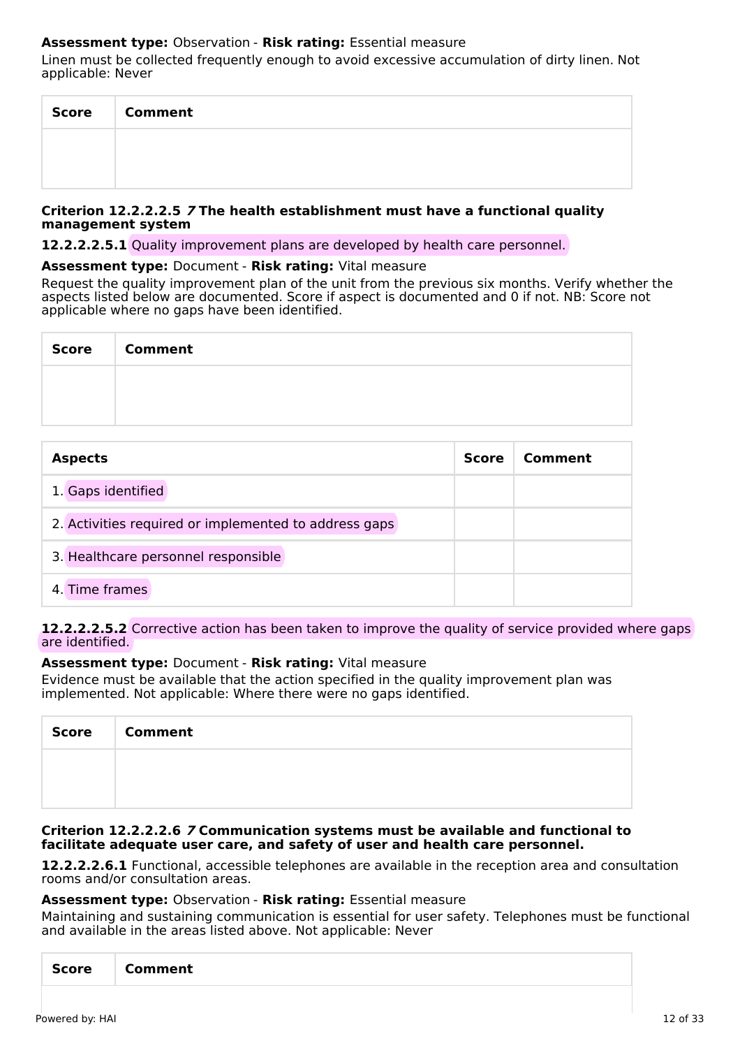**Assessment type:** Observation - **Risk rating:** Essential measure

Linen must be collected frequently enough to avoid excessive accumulation of dirty linen. Not applicable: Never

| Score | Comment |
|---|---|
| | |

#### Criterion 12.2.2.2.5 *7* The health establishment must have a functional quality management system

**12.2.2.2.5.1** Quality improvement plans are developed by health care personnel.

**Assessment type:** Document - **Risk rating:** Vital measure

Request the quality improvement plan of the unit from the previous six months. Verify whether the aspects listed below are documented. Score if aspect is documented and 0 if not. NB: Score not applicable where no gaps have been identified.

| Score | Comment |
|---|---|
| | |

| Aspects | Score | Comment |
|---|---|---|
| 1. Gaps identified | | |
| 2. Activities required or implemented to address gaps | | |
| 3. Healthcare personnel responsible | | |
| 4. Time frames | | |

**12.2.2.2.5.2** Corrective action has been taken to improve the quality of service provided where gaps are identified.

**Assessment type:** Document - **Risk rating:** Vital measure

Evidence must be available that the action specified in the quality improvement plan was implemented. Not applicable: Where there were no gaps identified.

| Score | Comment |
|---|---|
| | |

#### Criterion 12.2.2.2.6 *7* Communication systems must be available and functional to facilitate adequate user care, and safety of user and health care personnel.

**12.2.2.2.6.1** Functional, accessible telephones are available in the reception area and consultation rooms and/or consultation areas.

**Assessment type:** Observation - **Risk rating:** Essential measure

Maintaining and sustaining communication is essential for user safety. Telephones must be functional and available in the areas listed above. Not applicable: Never

| Score | Comment |
|---|---|
| | |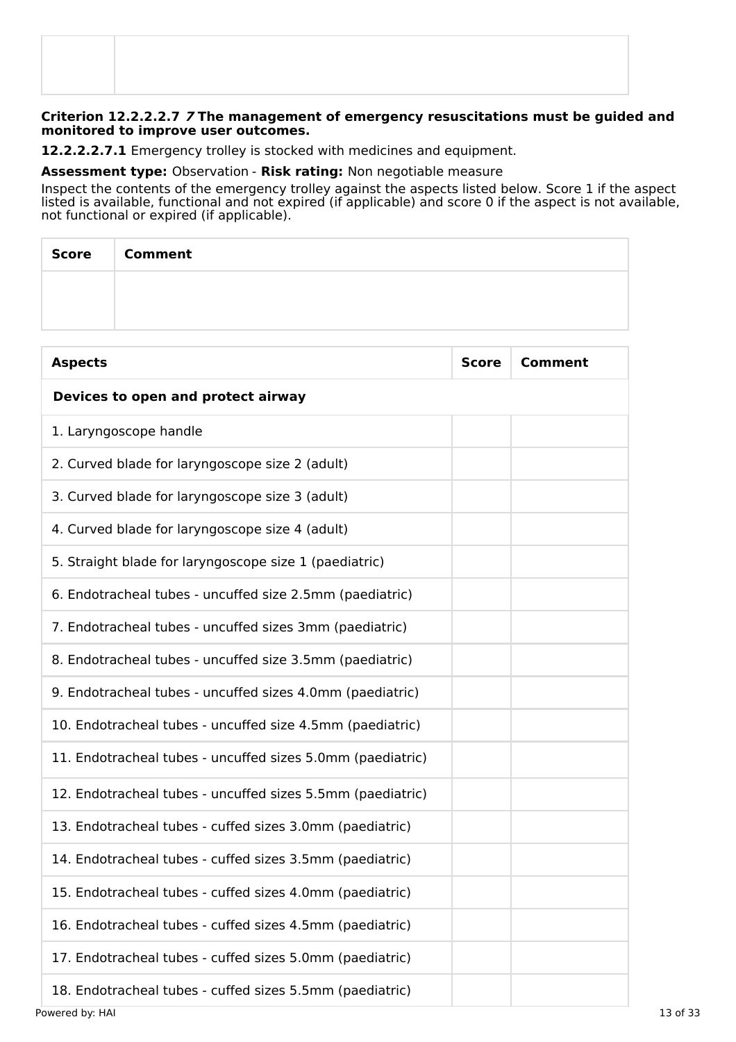| | |
|---|---|
| | |

**Criterion 12.2.2.2.7** ***7*** **The management of emergency resuscitations must be guided and monitored to improve user outcomes.**

**12.2.2.2.7.1** Emergency trolley is stocked with medicines and equipment.

**Assessment type:** Observation - **Risk rating:** Non negotiable measure

Inspect the contents of the emergency trolley against the aspects listed below. Score 1 if the aspect listed is available, functional and not expired (if applicable) and score 0 if the aspect is not available, not functional or expired (if applicable).

| Score | Comment |
|---|---|
| | |

| Aspects | Score | Comment |
|---|---|---|
| **Devices to open and protect airway** | | |
| 1. Laryngoscope handle | | |
| 2. Curved blade for laryngoscope size 2 (adult) | | |
| 3. Curved blade for laryngoscope size 3 (adult) | | |
| 4. Curved blade for laryngoscope size 4 (adult) | | |
| 5. Straight blade for laryngoscope size 1 (paediatric) | | |
| 6. Endotracheal tubes - uncuffed size 2.5mm (paediatric) | | |
| 7. Endotracheal tubes - uncuffed sizes 3mm (paediatric) | | |
| 8. Endotracheal tubes - uncuffed size 3.5mm (paediatric) | | |
| 9. Endotracheal tubes - uncuffed sizes 4.0mm (paediatric) | | |
| 10. Endotracheal tubes - uncuffed size 4.5mm (paediatric) | | |
| 11. Endotracheal tubes - uncuffed sizes 5.0mm (paediatric) | | |
| 12. Endotracheal tubes - uncuffed sizes 5.5mm (paediatric) | | |
| 13. Endotracheal tubes - cuffed sizes 3.0mm (paediatric) | | |
| 14. Endotracheal tubes - cuffed sizes 3.5mm (paediatric) | | |
| 15. Endotracheal tubes - cuffed sizes 4.0mm (paediatric) | | |
| 16. Endotracheal tubes - cuffed sizes 4.5mm (paediatric) | | |
| 17. Endotracheal tubes - cuffed sizes 5.0mm (paediatric) | | |
| 18. Endotracheal tubes - cuffed sizes 5.5mm (paediatric) | | |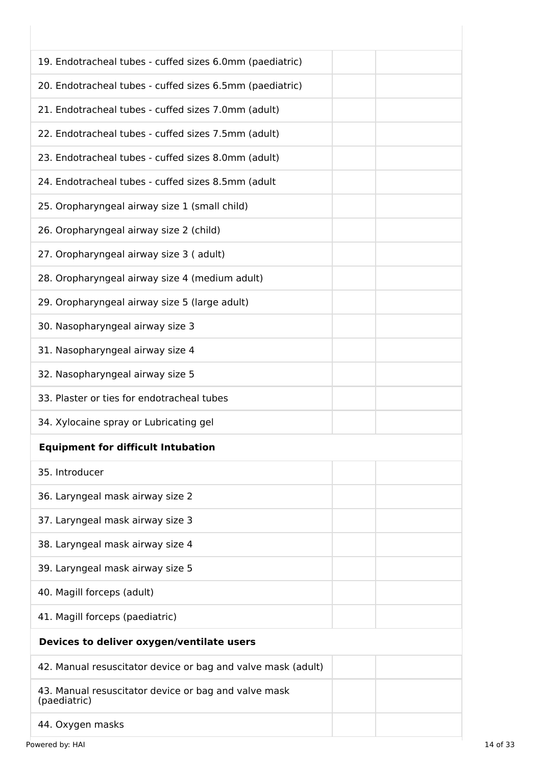| | | |
|---|---|---|
| 19. Endotracheal tubes - cuffed sizes 6.0mm (paediatric) | | |
| 20. Endotracheal tubes - cuffed sizes 6.5mm (paediatric) | | |
| 21. Endotracheal tubes - cuffed sizes 7.0mm (adult) | | |
| 22. Endotracheal tubes - cuffed sizes 7.5mm (adult) | | |
| 23. Endotracheal tubes - cuffed sizes 8.0mm (adult) | | |
| 24. Endotracheal tubes - cuffed sizes 8.5mm (adult | | |
| 25. Oropharyngeal airway size 1 (small child) | | |
| 26. Oropharyngeal airway size 2 (child) | | |
| 27. Oropharyngeal airway size 3 ( adult) | | |
| 28. Oropharyngeal airway size 4 (medium adult) | | |
| 29. Oropharyngeal airway size 5 (large adult) | | |
| 30. Nasopharyngeal airway size 3 | | |
| 31. Nasopharyngeal airway size 4 | | |
| 32. Nasopharyngeal airway size 5 | | |
| 33. Plaster or ties for endotracheal tubes | | |
| 34. Xylocaine spray or Lubricating gel | | |
| **Equipment for difficult Intubation** | | |
| 35. Introducer | | |
| 36. Laryngeal mask airway size 2 | | |
| 37. Laryngeal mask airway size 3 | | |
| 38. Laryngeal mask airway size 4 | | |
| 39. Laryngeal mask airway size 5 | | |
| 40. Magill forceps (adult) | | |
| 41. Magill forceps (paediatric) | | |
| **Devices to deliver oxygen/ventilate users** | | |
| 42. Manual resuscitator device or bag and valve mask (adult) | | |
| 43. Manual resuscitator device or bag and valve mask (paediatric) | | |
| 44. Oxygen masks | | |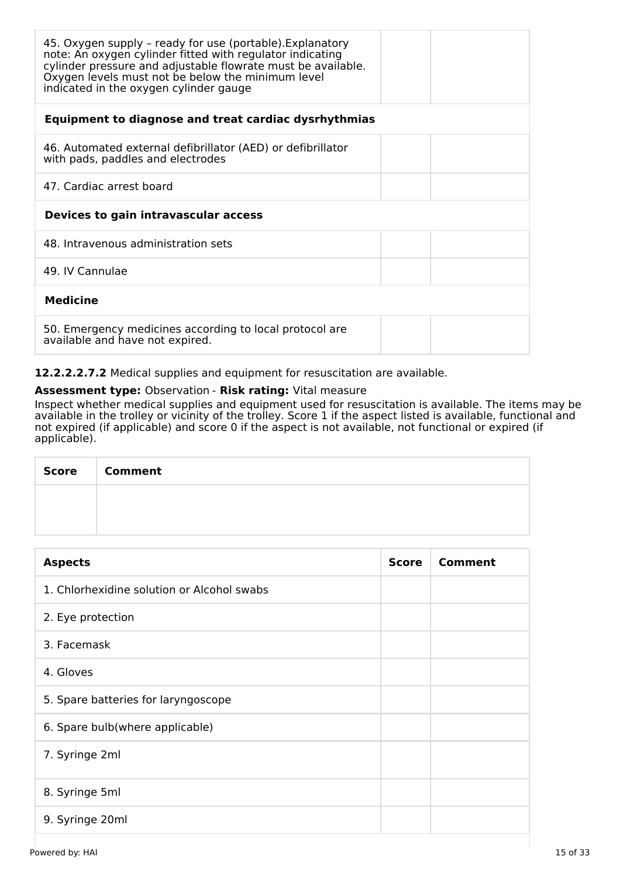| | | |
|---|---|---|
| 45. Oxygen supply – ready for use (portable).Explanatory note: An oxygen cylinder fitted with regulator indicating cylinder pressure and adjustable flowrate must be available. Oxygen levels must not be below the minimum level indicated in the oxygen cylinder gauge | | |
| **Equipment to diagnose and treat cardiac dysrhythmias** | | |
| 46. Automated external defibrillator (AED) or defibrillator with pads, paddles and electrodes | | |
| 47. Cardiac arrest board | | |
| **Devices to gain intravascular access** | | |
| 48. Intravenous administration sets | | |
| 49. IV Cannulae | | |
| **Medicine** | | |
| 50. Emergency medicines according to local protocol are available and have not expired. | | |

**12.2.2.2.7.2** Medical supplies and equipment for resuscitation are available.

**Assessment type:** Observation - **Risk rating:** Vital measure

Inspect whether medical supplies and equipment used for resuscitation is available. The items may be available in the trolley or vicinity of the trolley. Score 1 if the aspect listed is available, functional and not expired (if applicable) and score 0 if the aspect is not available, not functional or expired (if applicable).

| Score | Comment |
|---|---|
| | |

| Aspects | Score | Comment |
|---|---|---|
| 1. Chlorhexidine solution or Alcohol swabs | | |
| 2. Eye protection | | |
| 3. Facemask | | |
| 4. Gloves | | |
| 5. Spare batteries for laryngoscope | | |
| 6. Spare bulb(where applicable) | | |
| 7. Syringe 2ml | | |
| 8. Syringe 5ml | | |
| 9. Syringe 20ml | | |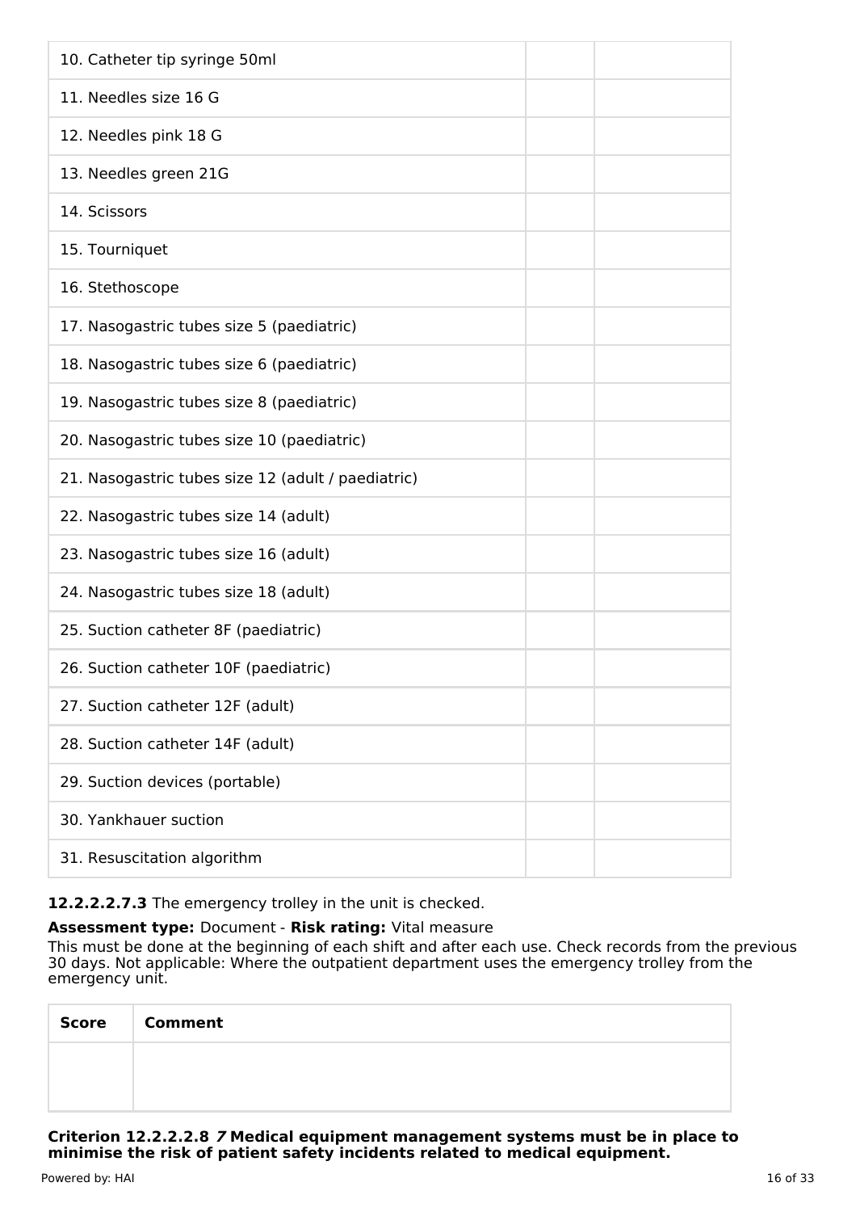| | | |
|---|---|---|
| 10. Catheter tip syringe 50ml | | |
| 11. Needles size 16 G | | |
| 12. Needles pink 18 G | | |
| 13. Needles green 21G | | |
| 14. Scissors | | |
| 15. Tourniquet | | |
| 16. Stethoscope | | |
| 17. Nasogastric tubes size 5 (paediatric) | | |
| 18. Nasogastric tubes size 6 (paediatric) | | |
| 19. Nasogastric tubes size 8 (paediatric) | | |
| 20. Nasogastric tubes size 10 (paediatric) | | |
| 21. Nasogastric tubes size 12 (adult / paediatric) | | |
| 22. Nasogastric tubes size 14 (adult) | | |
| 23. Nasogastric tubes size 16 (adult) | | |
| 24. Nasogastric tubes size 18 (adult) | | |
| 25. Suction catheter 8F (paediatric) | | |
| 26. Suction catheter 10F (paediatric) | | |
| 27. Suction catheter 12F (adult) | | |
| 28. Suction catheter 14F (adult) | | |
| 29. Suction devices (portable) | | |
| 30. Yankhauer suction | | |
| 31. Resuscitation algorithm | | |

**12.2.2.2.7.3** The emergency trolley in the unit is checked.

**Assessment type:** Document - **Risk rating:** Vital measure

This must be done at the beginning of each shift and after each use. Check records from the previous 30 days. Not applicable: Where the outpatient department uses the emergency trolley from the emergency unit.

| **Score** | **Comment** |
|---|---|
| | |

**Criterion 12.2.2.2.8** ***7*** **Medical equipment management systems must be in place to minimise the risk of patient safety incidents related to medical equipment.**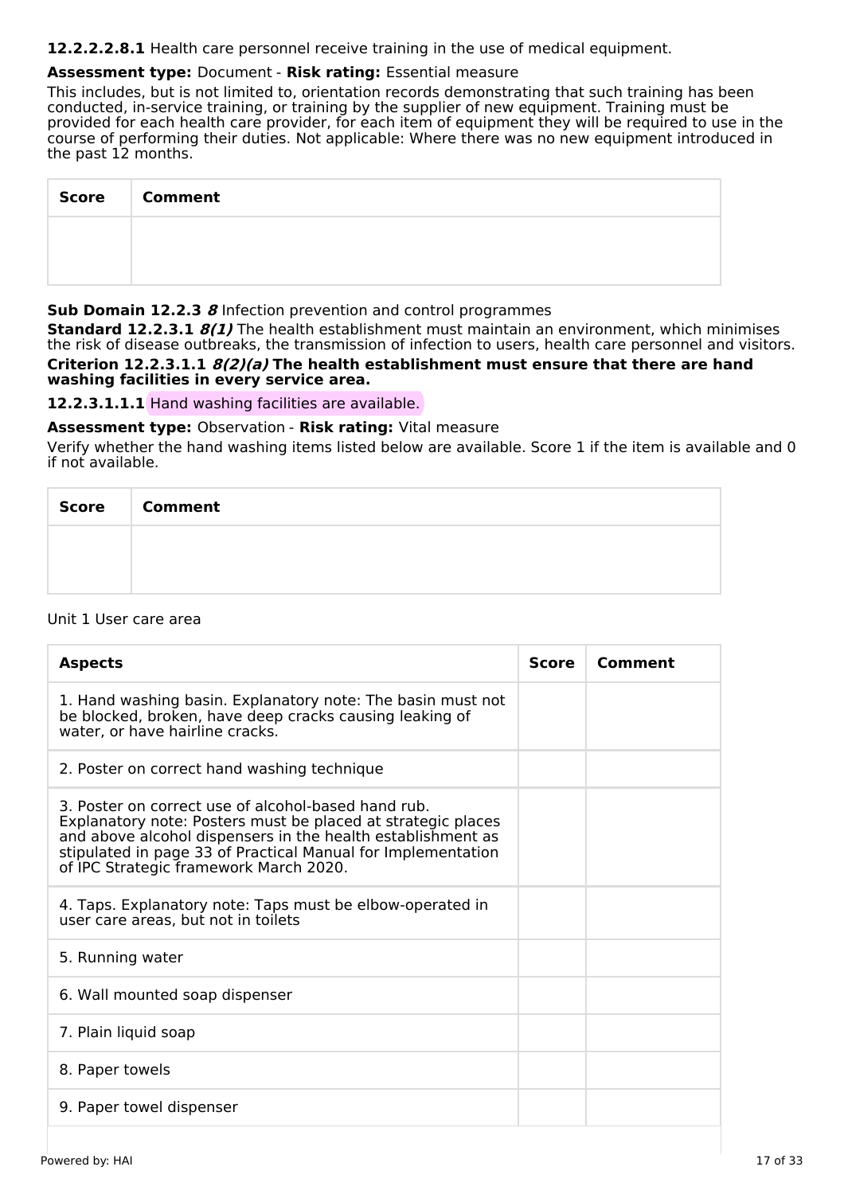**12.2.2.2.8.1** Health care personnel receive training in the use of medical equipment.

**Assessment type:** Document - **Risk rating:** Essential measure

This includes, but is not limited to, orientation records demonstrating that such training has been conducted, in-service training, or training by the supplier of new equipment. Training must be provided for each health care provider, for each item of equipment they will be required to use in the course of performing their duties. Not applicable: Where there was no new equipment introduced in the past 12 months.

| Score | Comment |
| --- | --- |
| | |

**Sub Domain 12.2.3** ***8*** Infection prevention and control programmes

**Standard 12.2.3.1** ***8(1)*** The health establishment must maintain an environment, which minimises the risk of disease outbreaks, the transmission of infection to users, health care personnel and visitors.

**Criterion 12.2.3.1.1** ***8(2)(a)*** **The health establishment must ensure that there are hand washing facilities in every service area.**

**12.2.3.1.1.1** Hand washing facilities are available.

**Assessment type:** Observation - **Risk rating:** Vital measure

Verify whether the hand washing items listed below are available. Score 1 if the item is available and 0 if not available.

| Score | Comment |
| --- | --- |
| | |

Unit 1 User care area

| Aspects | Score | Comment |
| --- | --- | --- |
| 1. Hand washing basin. Explanatory note: The basin must not be blocked, broken, have deep cracks causing leaking of water, or have hairline cracks. | | |
| 2. Poster on correct hand washing technique | | |
| 3. Poster on correct use of alcohol-based hand rub. Explanatory note: Posters must be placed at strategic places and above alcohol dispensers in the health establishment as stipulated in page 33 of Practical Manual for Implementation of IPC Strategic framework March 2020. | | |
| 4. Taps. Explanatory note: Taps must be elbow-operated in user care areas, but not in toilets | | |
| 5. Running water | | |
| 6. Wall mounted soap dispenser | | |
| 7. Plain liquid soap | | |
| 8. Paper towels | | |
| 9. Paper towel dispenser | | |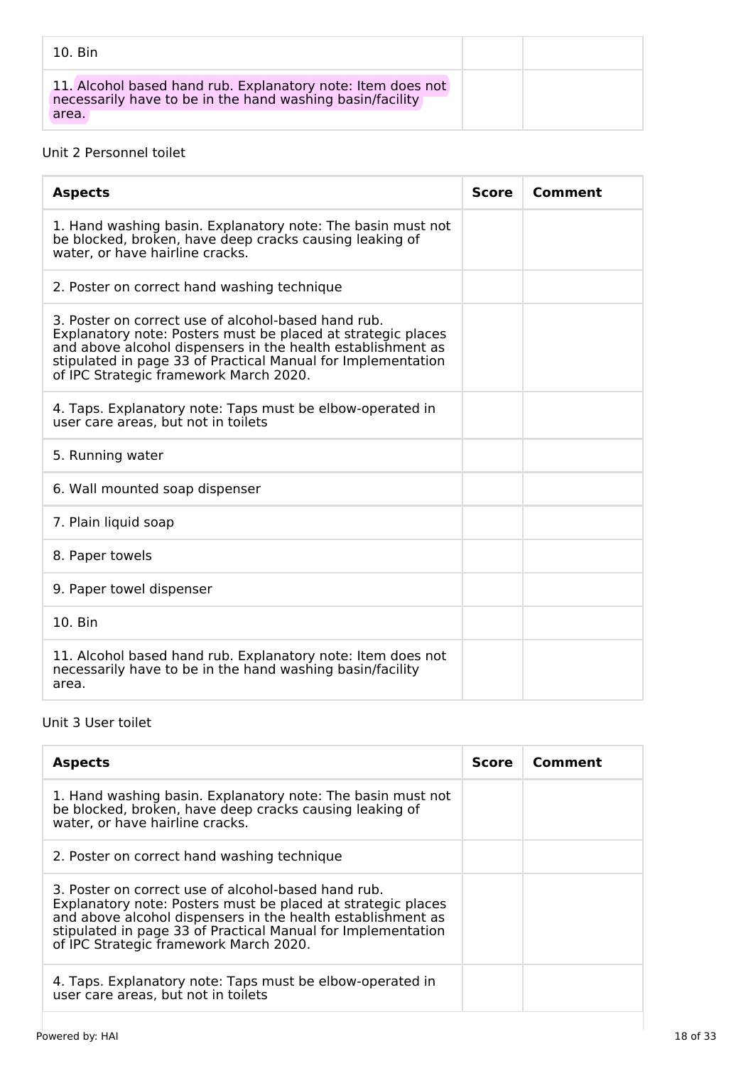| | | |
|---|---|---|
| 10. Bin | | |
| 11. Alcohol based hand rub. Explanatory note: Item does not necessarily have to be in the hand washing basin/facility area. | | |

Unit 2 Personnel toilet

| Aspects | Score | Comment |
|---|---|---|
| 1. Hand washing basin. Explanatory note: The basin must not be blocked, broken, have deep cracks causing leaking of water, or have hairline cracks. | | |
| 2. Poster on correct hand washing technique | | |
| 3. Poster on correct use of alcohol-based hand rub. Explanatory note: Posters must be placed at strategic places and above alcohol dispensers in the health establishment as stipulated in page 33 of Practical Manual for Implementation of IPC Strategic framework March 2020. | | |
| 4. Taps. Explanatory note: Taps must be elbow-operated in user care areas, but not in toilets | | |
| 5. Running water | | |
| 6. Wall mounted soap dispenser | | |
| 7. Plain liquid soap | | |
| 8. Paper towels | | |
| 9. Paper towel dispenser | | |
| 10. Bin | | |
| 11. Alcohol based hand rub. Explanatory note: Item does not necessarily have to be in the hand washing basin/facility area. | | |

Unit 3 User toilet

| Aspects | Score | Comment |
|---|---|---|
| 1. Hand washing basin. Explanatory note: The basin must not be blocked, broken, have deep cracks causing leaking of water, or have hairline cracks. | | |
| 2. Poster on correct hand washing technique | | |
| 3. Poster on correct use of alcohol-based hand rub. Explanatory note: Posters must be placed at strategic places and above alcohol dispensers in the health establishment as stipulated in page 33 of Practical Manual for Implementation of IPC Strategic framework March 2020. | | |
| 4. Taps. Explanatory note: Taps must be elbow-operated in user care areas, but not in toilets | | |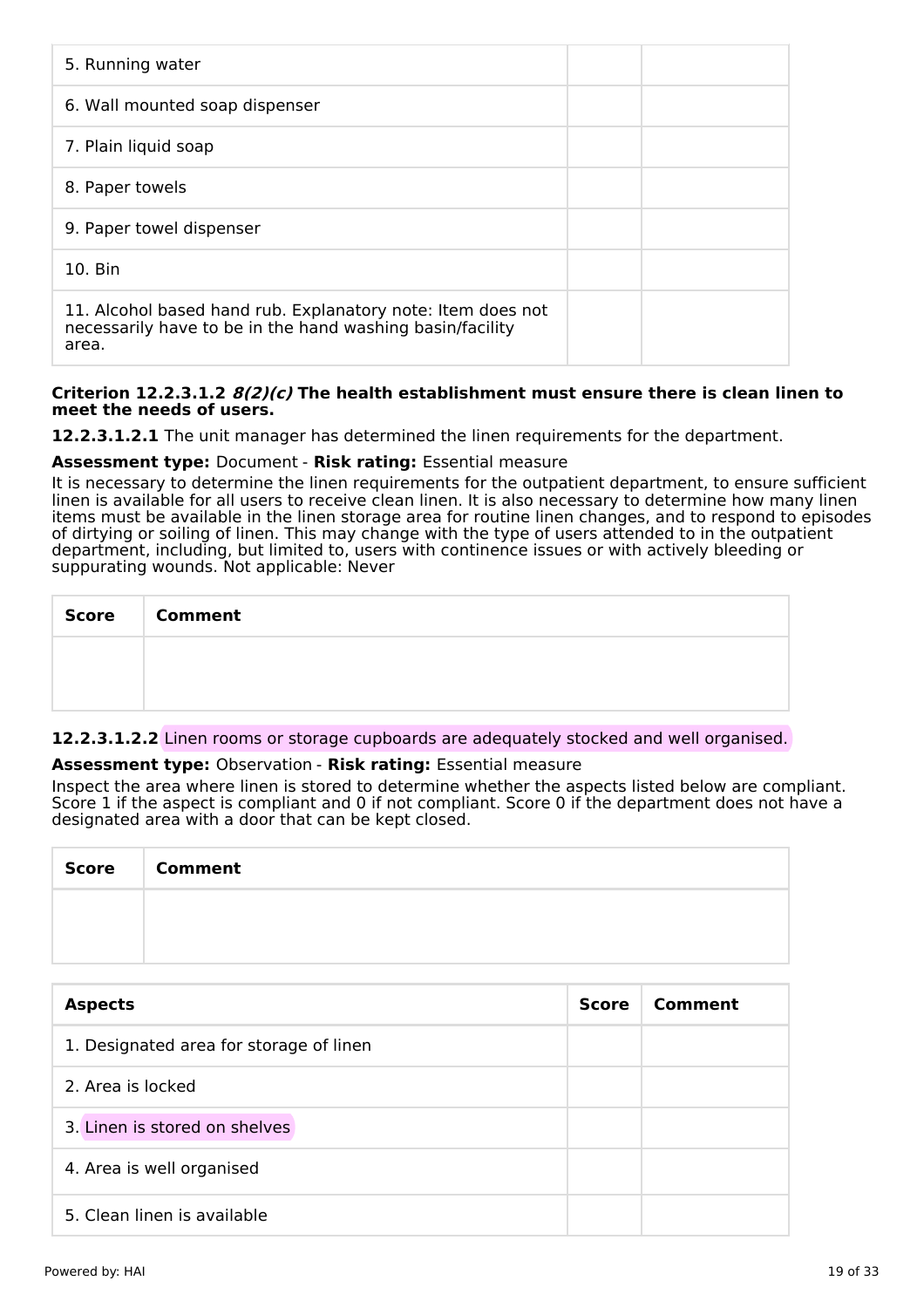| | | |
|---|---|---|
| 5. Running water | | |
| 6. Wall mounted soap dispenser | | |
| 7. Plain liquid soap | | |
| 8. Paper towels | | |
| 9. Paper towel dispenser | | |
| 10. Bin | | |
| 11. Alcohol based hand rub. Explanatory note: Item does not necessarily have to be in the hand washing basin/facility area. | | |

**Criterion 12.2.3.1.2** ***8(2)(c)*** **The health establishment must ensure there is clean linen to meet the needs of users.**

**12.2.3.1.2.1** The unit manager has determined the linen requirements for the department.

**Assessment type:** Document - **Risk rating:** Essential measure

It is necessary to determine the linen requirements for the outpatient department, to ensure sufficient linen is available for all users to receive clean linen. It is also necessary to determine how many linen items must be available in the linen storage area for routine linen changes, and to respond to episodes of dirtying or soiling of linen. This may change with the type of users attended to in the outpatient department, including, but limited to, users with continence issues or with actively bleeding or suppurating wounds. Not applicable: Never

| Score | Comment |
|---|---|
| | |

**12.2.3.1.2.2** Linen rooms or storage cupboards are adequately stocked and well organised.

**Assessment type:** Observation - **Risk rating:** Essential measure

Inspect the area where linen is stored to determine whether the aspects listed below are compliant. Score 1 if the aspect is compliant and 0 if not compliant. Score 0 if the department does not have a designated area with a door that can be kept closed.

| Score | Comment |
|---|---|
| | |

| Aspects | Score | Comment |
|---|---|---|
| 1. Designated area for storage of linen | | |
| 2. Area is locked | | |
| 3. Linen is stored on shelves | | |
| 4. Area is well organised | | |
| 5. Clean linen is available | | |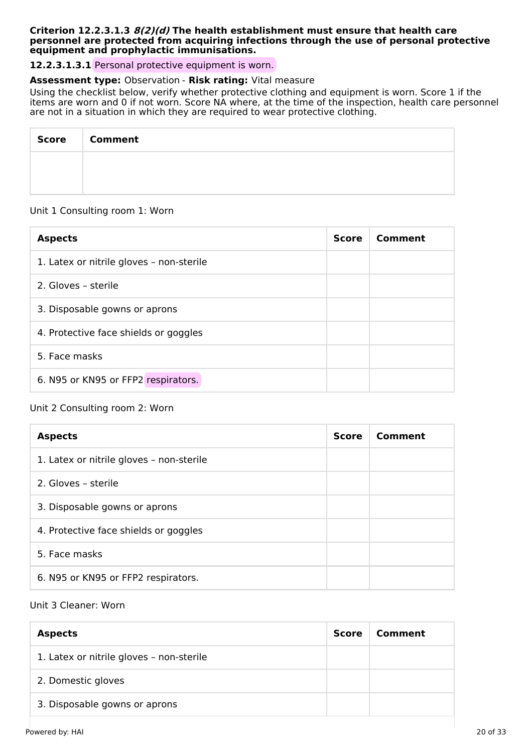**Criterion 12.2.3.1.3 *8(2)(d)* The health establishment must ensure that health care personnel are protected from acquiring infections through the use of personal protective equipment and prophylactic immunisations.**

**12.2.3.1.3.1** Personal protective equipment is worn.

**Assessment type:** Observation - **Risk rating:** Vital measure

Using the checklist below, verify whether protective clothing and equipment is worn. Score 1 if the items are worn and 0 if not worn. Score NA where, at the time of the inspection, health care personnel are not in a situation in which they are required to wear protective clothing.

| Score | Comment |
|---|---|
| | |

Unit 1 Consulting room 1: Worn

| Aspects | Score | Comment |
|---|---|---|
| 1. Latex or nitrile gloves – non-sterile | | |
| 2. Gloves – sterile | | |
| 3. Disposable gowns or aprons | | |
| 4. Protective face shields or goggles | | |
| 5. Face masks | | |
| 6. N95 or KN95 or FFP2 respirators. | | |

Unit 2 Consulting room 2: Worn

| Aspects | Score | Comment |
|---|---|---|
| 1. Latex or nitrile gloves – non-sterile | | |
| 2. Gloves – sterile | | |
| 3. Disposable gowns or aprons | | |
| 4. Protective face shields or goggles | | |
| 5. Face masks | | |
| 6. N95 or KN95 or FFP2 respirators. | | |

Unit 3 Cleaner: Worn

| Aspects | Score | Comment |
|---|---|---|
| 1. Latex or nitrile gloves – non-sterile | | |
| 2. Domestic gloves | | |
| 3. Disposable gowns or aprons | | |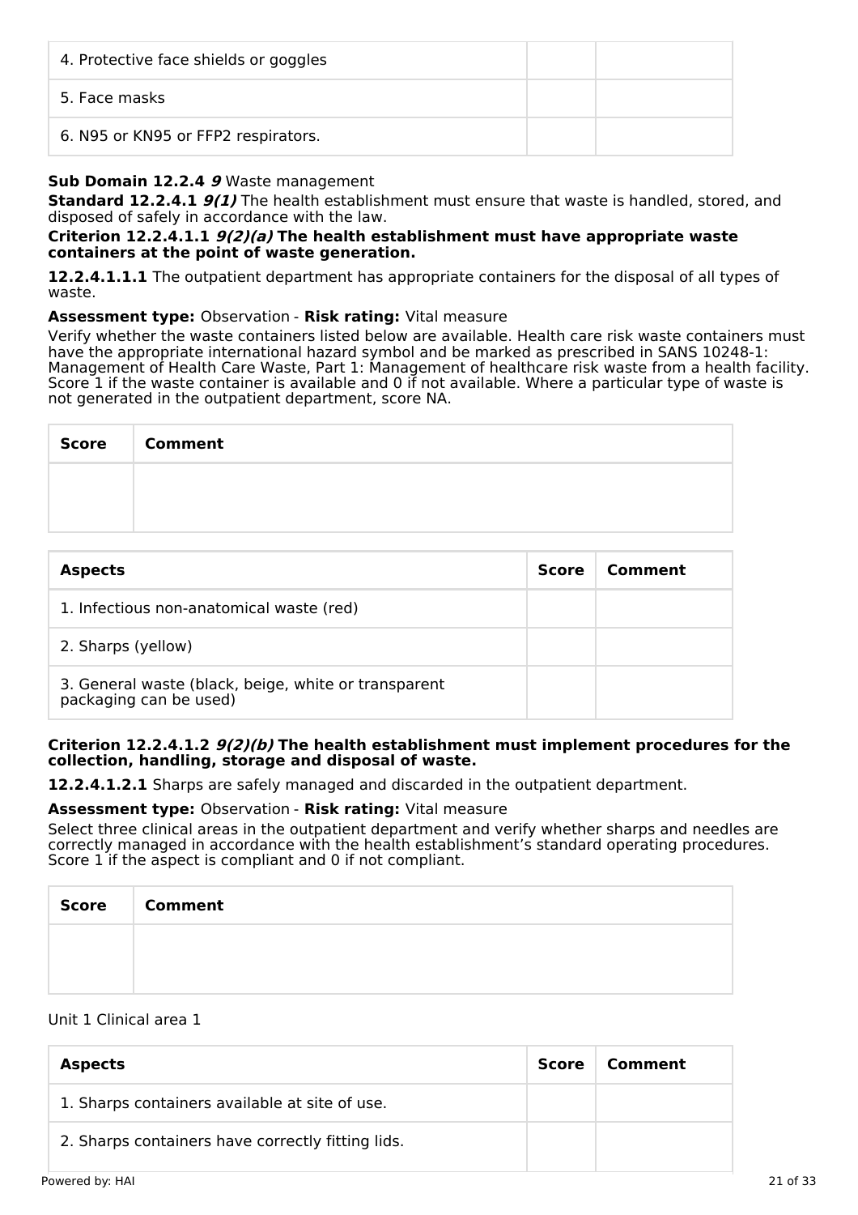| 4. Protective face shields or goggles | | |
| --- | --- | --- |
| 5. Face masks | | |
| 6. N95 or KN95 or FFP2 respirators. | | |

**Sub Domain 12.2.4** ***9*** Waste management

**Standard 12.2.4.1** ***9(1)*** The health establishment must ensure that waste is handled, stored, and disposed of safely in accordance with the law.

**Criterion 12.2.4.1.1** ***9(2)(a)*** **The health establishment must have appropriate waste containers at the point of waste generation.**

**12.2.4.1.1.1** The outpatient department has appropriate containers for the disposal of all types of waste.

**Assessment type:** Observation - **Risk rating:** Vital measure

Verify whether the waste containers listed below are available. Health care risk waste containers must have the appropriate international hazard symbol and be marked as prescribed in SANS 10248-1: Management of Health Care Waste, Part 1: Management of healthcare risk waste from a health facility. Score 1 if the waste container is available and 0 if not available. Where a particular type of waste is not generated in the outpatient department, score NA.

| Score | Comment |
| --- | --- |
| | |

| Aspects | Score | Comment |
| --- | --- | --- |
| 1. Infectious non-anatomical waste (red) | | |
| 2. Sharps (yellow) | | |
| 3. General waste (black, beige, white or transparent packaging can be used) | | |

**Criterion 12.2.4.1.2** ***9(2)(b)*** **The health establishment must implement procedures for the collection, handling, storage and disposal of waste.**

**12.2.4.1.2.1** Sharps are safely managed and discarded in the outpatient department.

**Assessment type:** Observation - **Risk rating:** Vital measure

Select three clinical areas in the outpatient department and verify whether sharps and needles are correctly managed in accordance with the health establishment's standard operating procedures. Score 1 if the aspect is compliant and 0 if not compliant.

| Score | Comment |
| --- | --- |
| | |

Unit 1 Clinical area 1

| Aspects | Score | Comment |
| --- | --- | --- |
| 1. Sharps containers available at site of use. | | |
| 2. Sharps containers have correctly fitting lids. | | |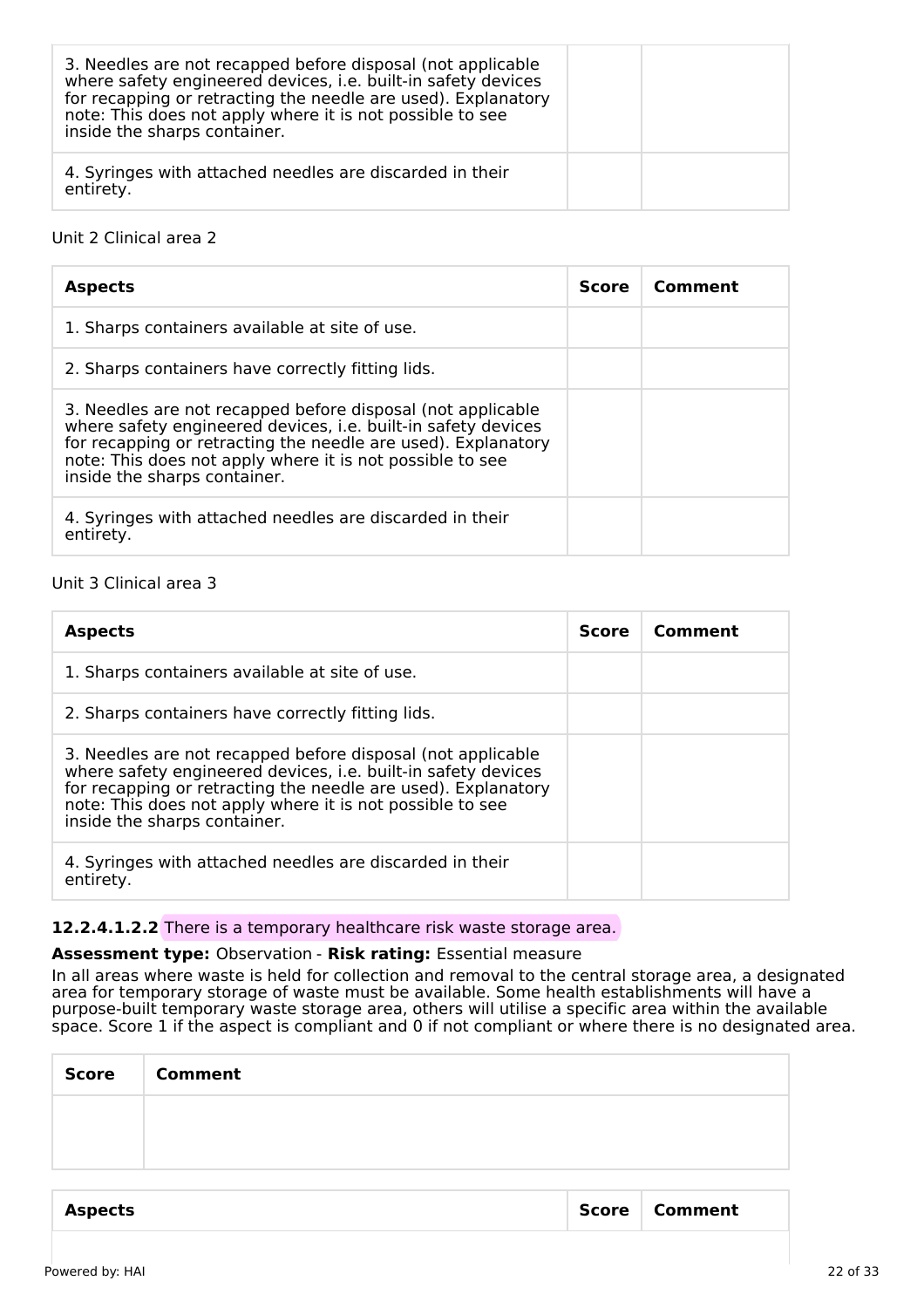| 3. Needles are not recapped before disposal (not applicable where safety engineered devices, i.e. built-in safety devices for recapping or retracting the needle are used). Explanatory note: This does not apply where it is not possible to see inside the sharps container. | | |
|---|---|---|
| 4. Syringes with attached needles are discarded in their entirety. | | |

Unit 2 Clinical area 2

| Aspects | Score | Comment |
|---|---|---|
| 1. Sharps containers available at site of use. | | |
| 2. Sharps containers have correctly fitting lids. | | |
| 3. Needles are not recapped before disposal (not applicable where safety engineered devices, i.e. built-in safety devices for recapping or retracting the needle are used). Explanatory note: This does not apply where it is not possible to see inside the sharps container. | | |
| 4. Syringes with attached needles are discarded in their entirety. | | |

Unit 3 Clinical area 3

| Aspects | Score | Comment |
|---|---|---|
| 1. Sharps containers available at site of use. | | |
| 2. Sharps containers have correctly fitting lids. | | |
| 3. Needles are not recapped before disposal (not applicable where safety engineered devices, i.e. built-in safety devices for recapping or retracting the needle are used). Explanatory note: This does not apply where it is not possible to see inside the sharps container. | | |
| 4. Syringes with attached needles are discarded in their entirety. | | |

**12.2.4.1.2.2** There is a temporary healthcare risk waste storage area.

**Assessment type:** Observation - **Risk rating:** Essential measure

In all areas where waste is held for collection and removal to the central storage area, a designated area for temporary storage of waste must be available. Some health establishments will have a purpose-built temporary waste storage area, others will utilise a specific area within the available space. Score 1 if the aspect is compliant and 0 if not compliant or where there is no designated area.

| Score | Comment |
|---|---|
| | |

| Aspects | Score | Comment |
|---|---|---|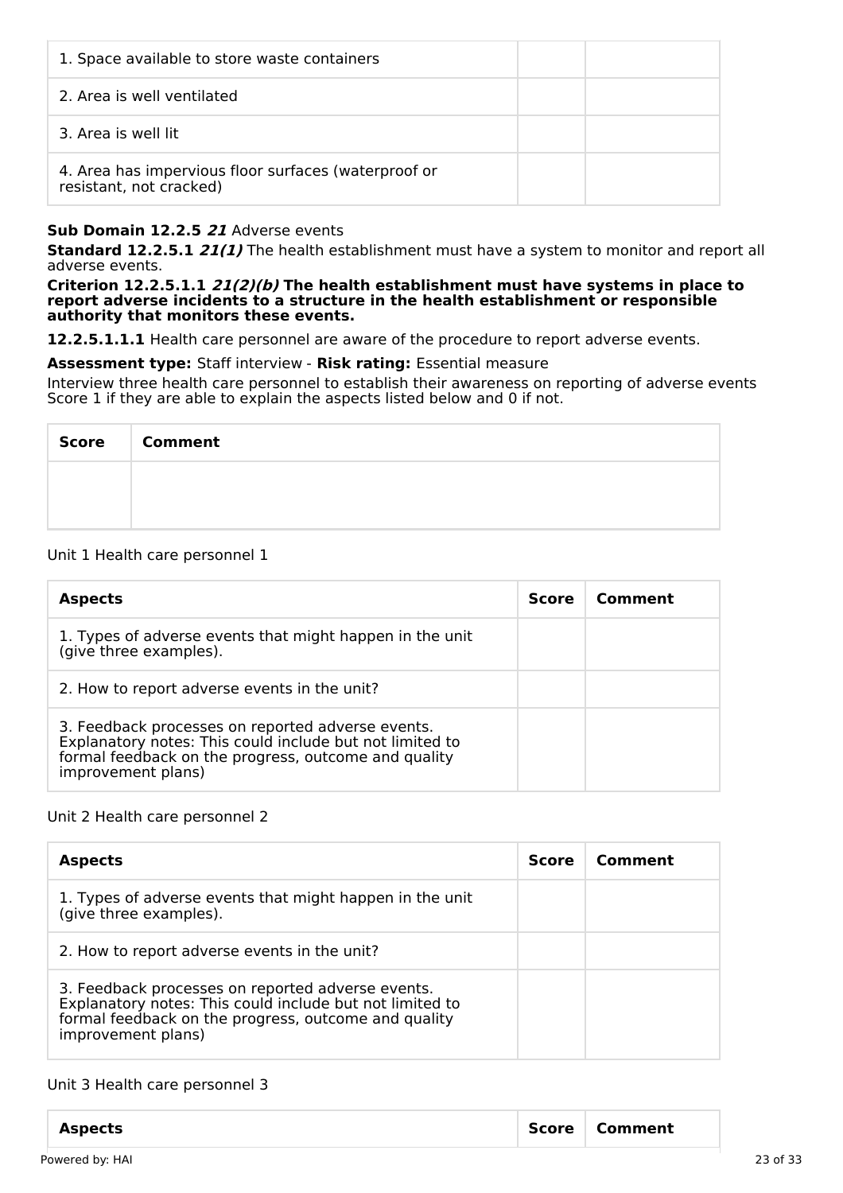| | | |
|---|---|---|
| 1. Space available to store waste containers | | |
| 2. Area is well ventilated | | |
| 3. Area is well lit | | |
| 4. Area has impervious floor surfaces (waterproof or resistant, not cracked) | | |

**Sub Domain 12.2.5** ***21*** Adverse events

**Standard 12.2.5.1** ***21(1)*** The health establishment must have a system to monitor and report all adverse events.

**Criterion 12.2.5.1.1** ***21(2)(b)*** **The health establishment must have systems in place to report adverse incidents to a structure in the health establishment or responsible authority that monitors these events.**

**12.2.5.1.1.1** Health care personnel are aware of the procedure to report adverse events.

**Assessment type:** Staff interview - **Risk rating:** Essential measure

Interview three health care personnel to establish their awareness on reporting of adverse events Score 1 if they are able to explain the aspects listed below and 0 if not.

| Score | Comment |
|---|---|
| | |

Unit 1 Health care personnel 1

| Aspects | Score | Comment |
|---|---|---|
| 1. Types of adverse events that might happen in the unit (give three examples). | | |
| 2. How to report adverse events in the unit? | | |
| 3. Feedback processes on reported adverse events. Explanatory notes: This could include but not limited to formal feedback on the progress, outcome and quality improvement plans) | | |

Unit 2 Health care personnel 2

| Aspects | Score | Comment |
|---|---|---|
| 1. Types of adverse events that might happen in the unit (give three examples). | | |
| 2. How to report adverse events in the unit? | | |
| 3. Feedback processes on reported adverse events. Explanatory notes: This could include but not limited to formal feedback on the progress, outcome and quality improvement plans) | | |

Unit 3 Health care personnel 3

| Aspects | Score | Comment |
|---|---|---|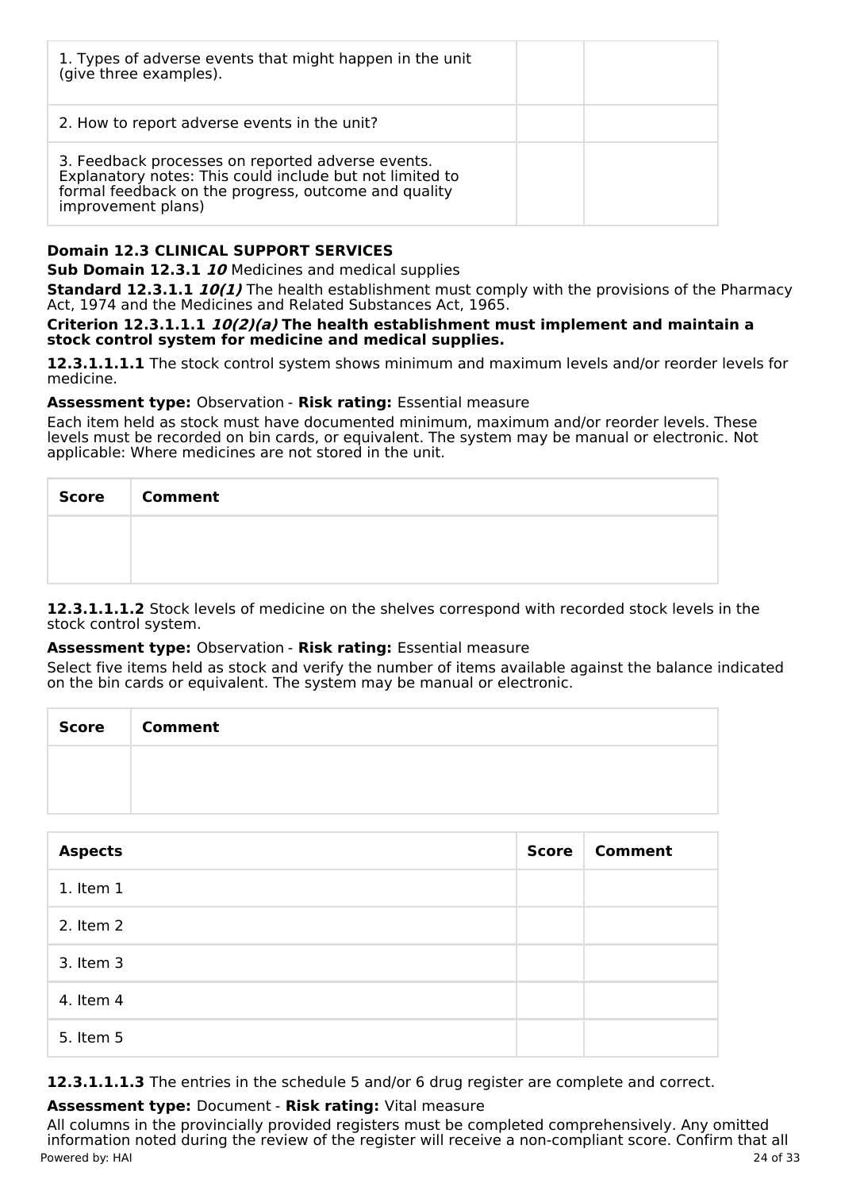| | | |
|---|---|---|
| 1. Types of adverse events that might happen in the unit (give three examples). | | |
| 2. How to report adverse events in the unit? | | |
| 3. Feedback processes on reported adverse events. Explanatory notes: This could include but not limited to formal feedback on the progress, outcome and quality improvement plans) | | |

**Domain 12.3 CLINICAL SUPPORT SERVICES**

**Sub Domain 12.3.1** ***10*** Medicines and medical supplies

**Standard 12.3.1.1** ***10(1)*** The health establishment must comply with the provisions of the Pharmacy Act, 1974 and the Medicines and Related Substances Act, 1965.

**Criterion 12.3.1.1.1** ***10(2)(a)*** **The health establishment must implement and maintain a stock control system for medicine and medical supplies.**

**12.3.1.1.1.1** The stock control system shows minimum and maximum levels and/or reorder levels for medicine.

**Assessment type:** Observation - **Risk rating:** Essential measure

Each item held as stock must have documented minimum, maximum and/or reorder levels. These levels must be recorded on bin cards, or equivalent. The system may be manual or electronic. Not applicable: Where medicines are not stored in the unit.

| Score | Comment |
|---|---|
| | |

**12.3.1.1.1.2** Stock levels of medicine on the shelves correspond with recorded stock levels in the stock control system.

**Assessment type:** Observation - **Risk rating:** Essential measure

Select five items held as stock and verify the number of items available against the balance indicated on the bin cards or equivalent. The system may be manual or electronic.

| Score | Comment |
|---|---|
| | |

| Aspects | Score | Comment |
|---|---|---|
| 1. Item 1 | | |
| 2. Item 2 | | |
| 3. Item 3 | | |
| 4. Item 4 | | |
| 5. Item 5 | | |

**12.3.1.1.1.3** The entries in the schedule 5 and/or 6 drug register are complete and correct.

**Assessment type:** Document - **Risk rating:** Vital measure

All columns in the provincially provided registers must be completed comprehensively. Any omitted information noted during the review of the register will receive a non-compliant score. Confirm that all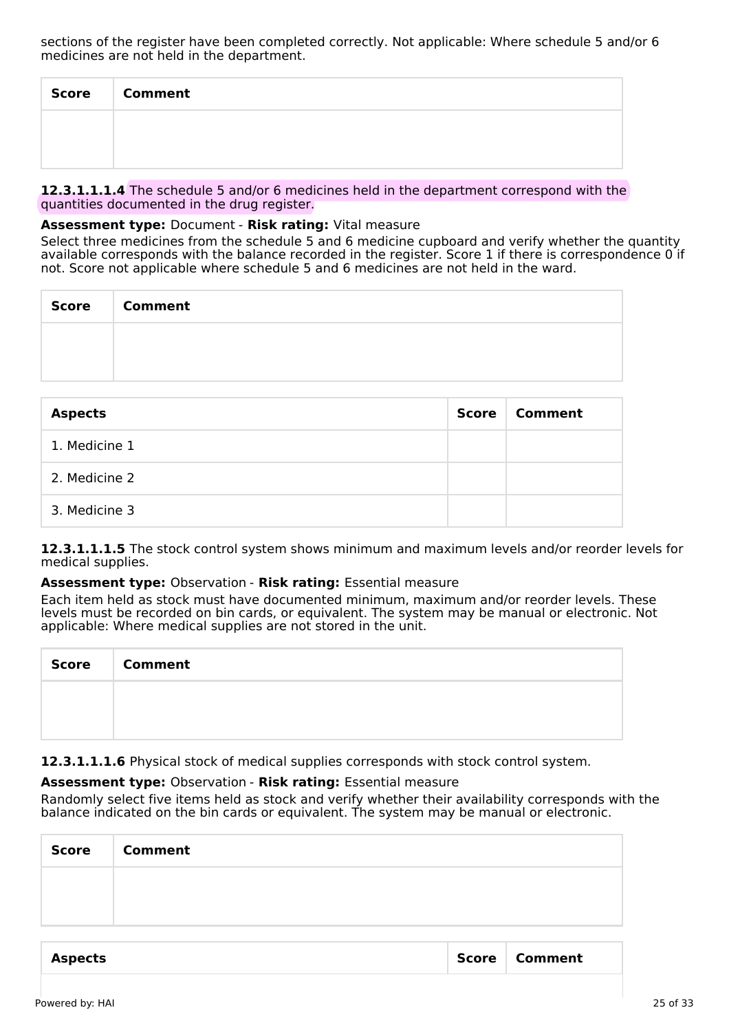sections of the register have been completed correctly. Not applicable: Where schedule 5 and/or 6 medicines are not held in the department.

| Score | Comment |
|---|---|
| | |

**12.3.1.1.1.4** The schedule 5 and/or 6 medicines held in the department correspond with the quantities documented in the drug register.

**Assessment type:** Document - **Risk rating:** Vital measure

Select three medicines from the schedule 5 and 6 medicine cupboard and verify whether the quantity available corresponds with the balance recorded in the register. Score 1 if there is correspondence 0 if not. Score not applicable where schedule 5 and 6 medicines are not held in the ward.

| Score | Comment |
|---|---|
| | |

| Aspects | Score | Comment |
|---|---|---|
| 1. Medicine 1 | | |
| 2. Medicine 2 | | |
| 3. Medicine 3 | | |

**12.3.1.1.1.5** The stock control system shows minimum and maximum levels and/or reorder levels for medical supplies.

**Assessment type:** Observation - **Risk rating:** Essential measure

Each item held as stock must have documented minimum, maximum and/or reorder levels. These levels must be recorded on bin cards, or equivalent. The system may be manual or electronic. Not applicable: Where medical supplies are not stored in the unit.

| Score | Comment |
|---|---|
| | |

**12.3.1.1.1.6** Physical stock of medical supplies corresponds with stock control system.

**Assessment type:** Observation - **Risk rating:** Essential measure

Randomly select five items held as stock and verify whether their availability corresponds with the balance indicated on the bin cards or equivalent. The system may be manual or electronic.

| Score | Comment |
|---|---|
| | |

| Aspects | Score | Comment |
|---|---|---|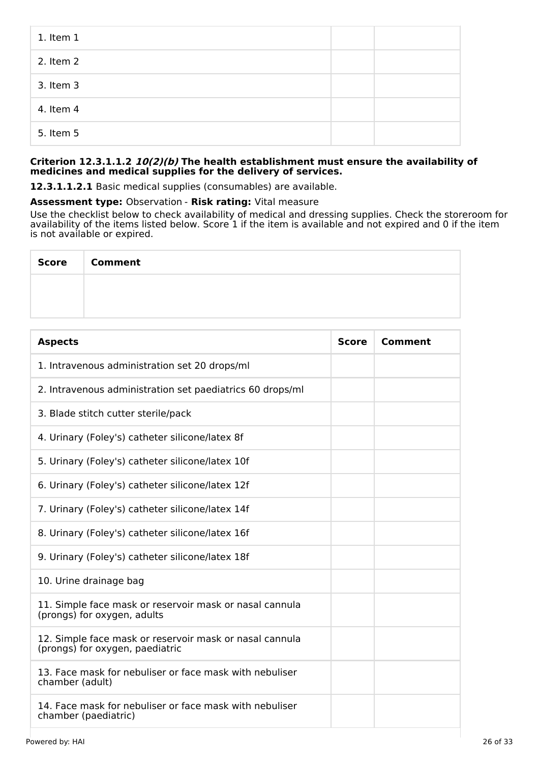| | | |
|---|---|---|
| 1. Item 1 | | |
| 2. Item 2 | | |
| 3. Item 3 | | |
| 4. Item 4 | | |
| 5. Item 5 | | |

**Criterion 12.3.1.1.2 *10(2)(b)* The health establishment must ensure the availability of medicines and medical supplies for the delivery of services.**

**12.3.1.1.2.1** Basic medical supplies (consumables) are available.

**Assessment type:** Observation - **Risk rating:** Vital measure

Use the checklist below to check availability of medical and dressing supplies. Check the storeroom for availability of the items listed below. Score 1 if the item is available and not expired and 0 if the item is not available or expired.

| Score | Comment |
|---|---|
| | |

| Aspects | Score | Comment |
|---|---|---|
| 1. Intravenous administration set 20 drops/ml | | |
| 2. Intravenous administration set paediatrics 60 drops/ml | | |
| 3. Blade stitch cutter sterile/pack | | |
| 4. Urinary (Foley's) catheter silicone/latex 8f | | |
| 5. Urinary (Foley's) catheter silicone/latex 10f | | |
| 6. Urinary (Foley's) catheter silicone/latex 12f | | |
| 7. Urinary (Foley's) catheter silicone/latex 14f | | |
| 8. Urinary (Foley's) catheter silicone/latex 16f | | |
| 9. Urinary (Foley's) catheter silicone/latex 18f | | |
| 10. Urine drainage bag | | |
| 11. Simple face mask or reservoir mask or nasal cannula (prongs) for oxygen, adults | | |
| 12. Simple face mask or reservoir mask or nasal cannula (prongs) for oxygen, paediatric | | |
| 13. Face mask for nebuliser or face mask with nebuliser chamber (adult) | | |
| 14. Face mask for nebuliser or face mask with nebuliser chamber (paediatric) | | |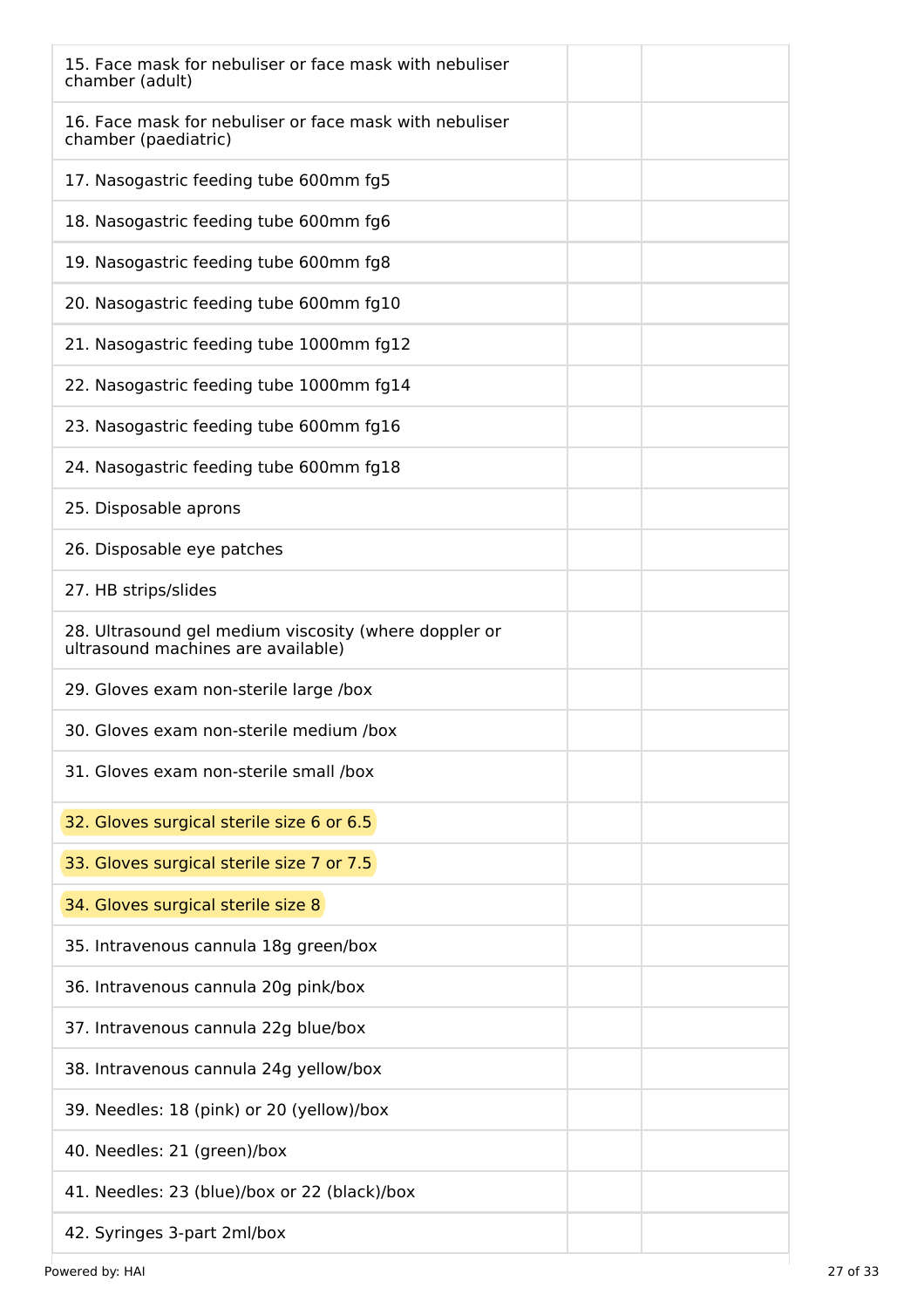| | | |
|---|---|---|
| 15. Face mask for nebuliser or face mask with nebuliser chamber (adult) | | |
| 16. Face mask for nebuliser or face mask with nebuliser chamber (paediatric) | | |
| 17. Nasogastric feeding tube 600mm fg5 | | |
| 18. Nasogastric feeding tube 600mm fg6 | | |
| 19. Nasogastric feeding tube 600mm fg8 | | |
| 20. Nasogastric feeding tube 600mm fg10 | | |
| 21. Nasogastric feeding tube 1000mm fg12 | | |
| 22. Nasogastric feeding tube 1000mm fg14 | | |
| 23. Nasogastric feeding tube 600mm fg16 | | |
| 24. Nasogastric feeding tube 600mm fg18 | | |
| 25. Disposable aprons | | |
| 26. Disposable eye patches | | |
| 27. HB strips/slides | | |
| 28. Ultrasound gel medium viscosity (where doppler or ultrasound machines are available) | | |
| 29. Gloves exam non-sterile large /box | | |
| 30. Gloves exam non-sterile medium /box | | |
| 31. Gloves exam non-sterile small /box | | |
| 32. Gloves surgical sterile size 6 or 6.5 | | |
| 33. Gloves surgical sterile size 7 or 7.5 | | |
| 34. Gloves surgical sterile size 8 | | |
| 35. Intravenous cannula 18g green/box | | |
| 36. Intravenous cannula 20g pink/box | | |
| 37. Intravenous cannula 22g blue/box | | |
| 38. Intravenous cannula 24g yellow/box | | |
| 39. Needles: 18 (pink) or 20 (yellow)/box | | |
| 40. Needles: 21 (green)/box | | |
| 41. Needles: 23 (blue)/box or 22 (black)/box | | |
| 42. Syringes 3-part 2ml/box | | |

Powered by: HAI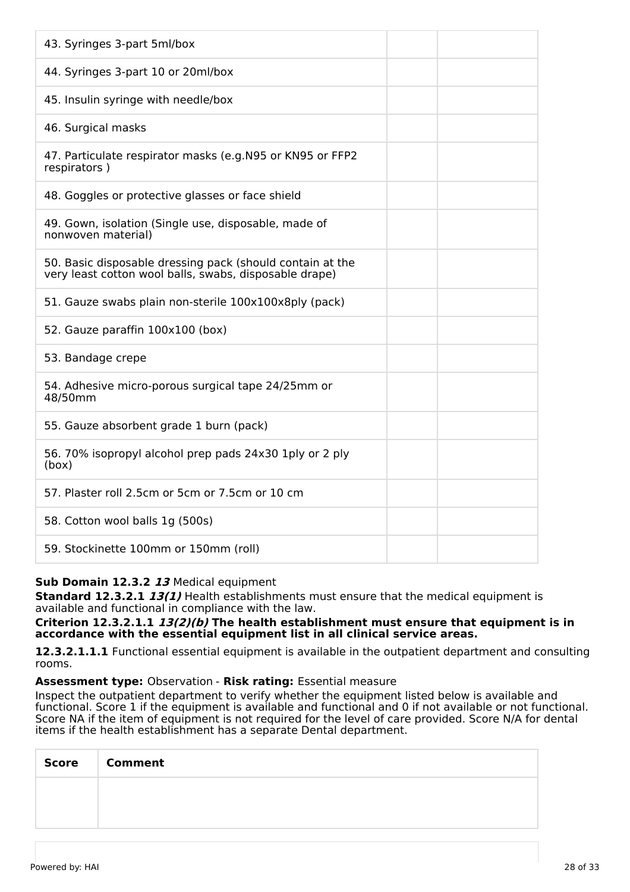| | | |
|---|---|---|
| 43. Syringes 3-part 5ml/box | | |
| 44. Syringes 3-part 10 or 20ml/box | | |
| 45. Insulin syringe with needle/box | | |
| 46. Surgical masks | | |
| 47. Particulate respirator masks (e.g.N95 or KN95 or FFP2 respirators ) | | |
| 48. Goggles or protective glasses or face shield | | |
| 49. Gown, isolation (Single use, disposable, made of nonwoven material) | | |
| 50. Basic disposable dressing pack (should contain at the very least cotton wool balls, swabs, disposable drape) | | |
| 51. Gauze swabs plain non-sterile 100x100x8ply (pack) | | |
| 52. Gauze paraffin 100x100 (box) | | |
| 53. Bandage crepe | | |
| 54. Adhesive micro-porous surgical tape 24/25mm or 48/50mm | | |
| 55. Gauze absorbent grade 1 burn (pack) | | |
| 56. 70% isopropyl alcohol prep pads 24x30 1ply or 2 ply (box) | | |
| 57. Plaster roll 2.5cm or 5cm or 7.5cm or 10 cm | | |
| 58. Cotton wool balls 1g (500s) | | |
| 59. Stockinette 100mm or 150mm (roll) | | |

**Sub Domain 12.3.2** ***13*** Medical equipment

**Standard 12.3.2.1** ***13(1)*** Health establishments must ensure that the medical equipment is available and functional in compliance with the law.

**Criterion 12.3.2.1.1** ***13(2)(b)*** **The health establishment must ensure that equipment is in accordance with the essential equipment list in all clinical service areas.**

**12.3.2.1.1.1** Functional essential equipment is available in the outpatient department and consulting rooms.

**Assessment type:** Observation - **Risk rating:** Essential measure

Inspect the outpatient department to verify whether the equipment listed below is available and functional. Score 1 if the equipment is available and functional and 0 if not available or not functional. Score NA if the item of equipment is not required for the level of care provided. Score N/A for dental items if the health establishment has a separate Dental department.

| Score | Comment |
|---|---|
| | |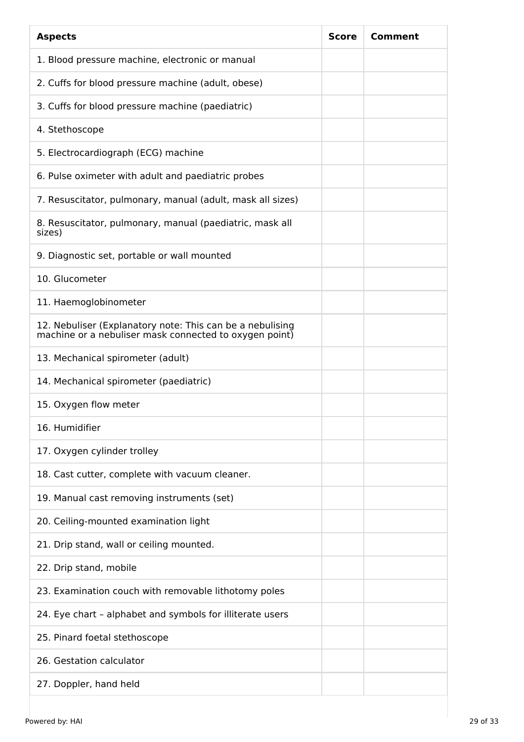| Aspects | Score | Comment |
| --- | --- | --- |
| 1. Blood pressure machine, electronic or manual | | |
| 2. Cuffs for blood pressure machine (adult, obese) | | |
| 3. Cuffs for blood pressure machine (paediatric) | | |
| 4. Stethoscope | | |
| 5. Electrocardiograph (ECG) machine | | |
| 6. Pulse oximeter with adult and paediatric probes | | |
| 7. Resuscitator, pulmonary, manual (adult, mask all sizes) | | |
| 8. Resuscitator, pulmonary, manual (paediatric, mask all sizes) | | |
| 9. Diagnostic set, portable or wall mounted | | |
| 10. Glucometer | | |
| 11. Haemoglobinometer | | |
| 12. Nebuliser (Explanatory note: This can be a nebulising machine or a nebuliser mask connected to oxygen point) | | |
| 13. Mechanical spirometer (adult) | | |
| 14. Mechanical spirometer (paediatric) | | |
| 15. Oxygen flow meter | | |
| 16. Humidifier | | |
| 17. Oxygen cylinder trolley | | |
| 18. Cast cutter, complete with vacuum cleaner. | | |
| 19. Manual cast removing instruments (set) | | |
| 20. Ceiling-mounted examination light | | |
| 21. Drip stand, wall or ceiling mounted. | | |
| 22. Drip stand, mobile | | |
| 23. Examination couch with removable lithotomy poles | | |
| 24. Eye chart – alphabet and symbols for illiterate users | | |
| 25. Pinard foetal stethoscope | | |
| 26. Gestation calculator | | |
| 27. Doppler, hand held | | |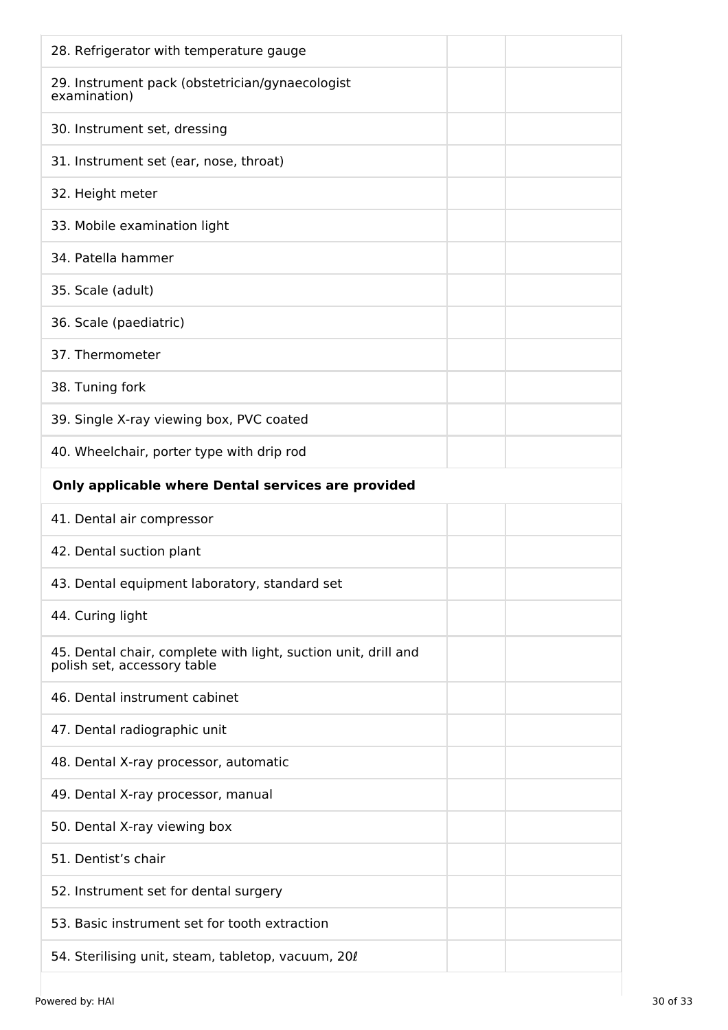| | | |
|---|---|---|
| 28. Refrigerator with temperature gauge | | |
| 29. Instrument pack (obstetrician/gynaecologist examination) | | |
| 30. Instrument set, dressing | | |
| 31. Instrument set (ear, nose, throat) | | |
| 32. Height meter | | |
| 33. Mobile examination light | | |
| 34. Patella hammer | | |
| 35. Scale (adult) | | |
| 36. Scale (paediatric) | | |
| 37. Thermometer | | |
| 38. Tuning fork | | |
| 39. Single X-ray viewing box, PVC coated | | |
| 40. Wheelchair, porter type with drip rod | | |
| **Only applicable where Dental services are provided** | | |
| 41. Dental air compressor | | |
| 42. Dental suction plant | | |
| 43. Dental equipment laboratory, standard set | | |
| 44. Curing light | | |
| 45. Dental chair, complete with light, suction unit, drill and polish set, accessory table | | |
| 46. Dental instrument cabinet | | |
| 47. Dental radiographic unit | | |
| 48. Dental X-ray processor, automatic | | |
| 49. Dental X-ray processor, manual | | |
| 50. Dental X-ray viewing box | | |
| 51. Dentist’s chair | | |
| 52. Instrument set for dental surgery | | |
| 53. Basic instrument set for tooth extraction | | |
| 54. Sterilising unit, steam, tabletop, vacuum, 20ℓ | | |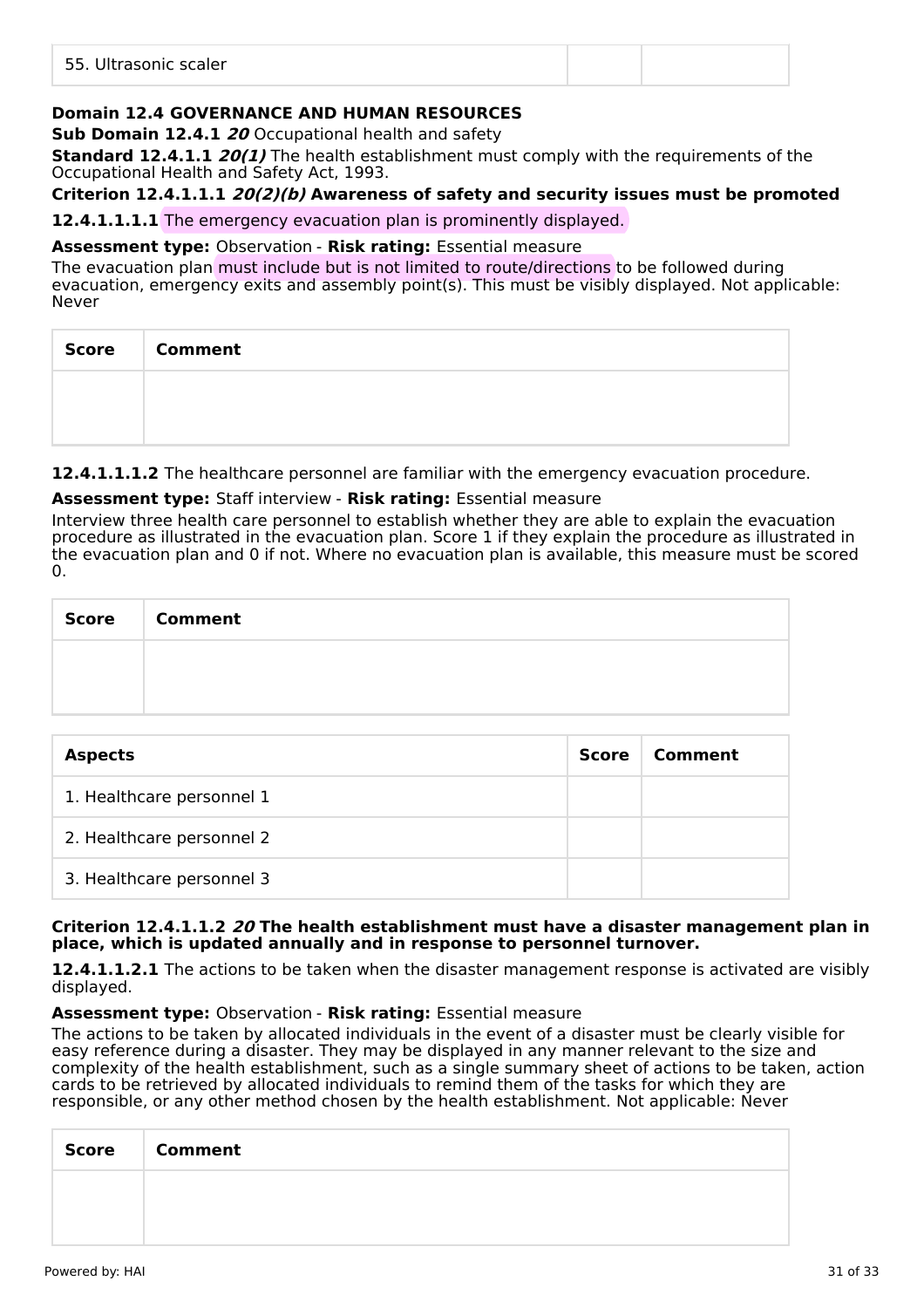| 55. Ultrasonic scaler | | |
|---|---|---|

**Domain 12.4 GOVERNANCE AND HUMAN RESOURCES**

**Sub Domain 12.4.1 *20*** Occupational health and safety

**Standard 12.4.1.1 *20(1)*** The health establishment must comply with the requirements of the Occupational Health and Safety Act, 1993.

**Criterion 12.4.1.1.1 *20(2)(b)* Awareness of safety and security issues must be promoted**

**12.4.1.1.1.1** The emergency evacuation plan is prominently displayed.

**Assessment type:** Observation - **Risk rating:** Essential measure

The evacuation plan must include but is not limited to route/directions to be followed during evacuation, emergency exits and assembly point(s). This must be visibly displayed. Not applicable: Never

| Score | Comment |
|---|---|
| | |

**12.4.1.1.1.2** The healthcare personnel are familiar with the emergency evacuation procedure.

**Assessment type:** Staff interview - **Risk rating:** Essential measure

Interview three health care personnel to establish whether they are able to explain the evacuation procedure as illustrated in the evacuation plan. Score 1 if they explain the procedure as illustrated in the evacuation plan and 0 if not. Where no evacuation plan is available, this measure must be scored 0.

| Score | Comment |
|---|---|
| | |

| Aspects | Score | Comment |
|---|---|---|
| 1. Healthcare personnel 1 | | |
| 2. Healthcare personnel 2 | | |
| 3. Healthcare personnel 3 | | |

**Criterion 12.4.1.1.2 *20* The health establishment must have a disaster management plan in place, which is updated annually and in response to personnel turnover.**

**12.4.1.1.2.1** The actions to be taken when the disaster management response is activated are visibly displayed.

**Assessment type:** Observation - **Risk rating:** Essential measure

The actions to be taken by allocated individuals in the event of a disaster must be clearly visible for easy reference during a disaster. They may be displayed in any manner relevant to the size and complexity of the health establishment, such as a single summary sheet of actions to be taken, action cards to be retrieved by allocated individuals to remind them of the tasks for which they are responsible, or any other method chosen by the health establishment. Not applicable: Never

| Score | Comment |
|---|---|
| | |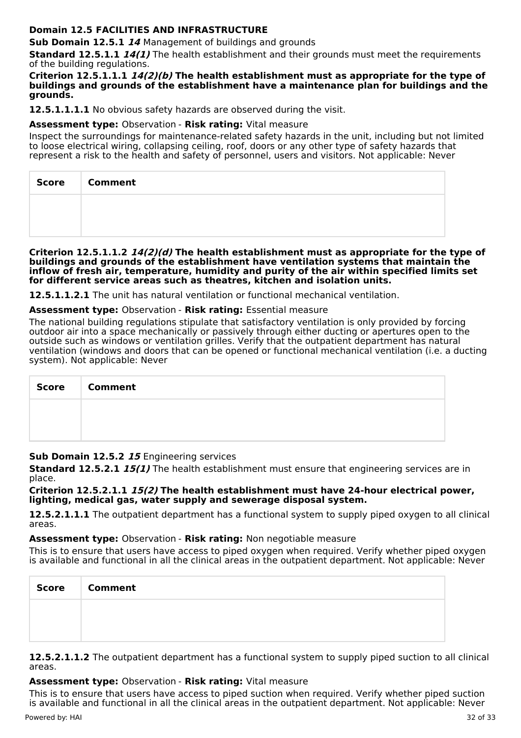**Domain 12.5 FACILITIES AND INFRASTRUCTURE**

**Sub Domain 12.5.1** ***14*** Management of buildings and grounds

**Standard 12.5.1.1** ***14(1)*** The health establishment and their grounds must meet the requirements of the building regulations.

**Criterion 12.5.1.1.1** ***14(2)(b)*** **The health establishment must as appropriate for the type of buildings and grounds of the establishment have a maintenance plan for buildings and the grounds.**

**12.5.1.1.1.1** No obvious safety hazards are observed during the visit.

**Assessment type:** Observation - **Risk rating:** Vital measure

Inspect the surroundings for maintenance-related safety hazards in the unit, including but not limited to loose electrical wiring, collapsing ceiling, roof, doors or any other type of safety hazards that represent a risk to the health and safety of personnel, users and visitors. Not applicable: Never

| Score | Comment |
|---|---|
| | |

**Criterion 12.5.1.1.2** ***14(2)(d)*** **The health establishment must as appropriate for the type of buildings and grounds of the establishment have ventilation systems that maintain the inflow of fresh air, temperature, humidity and purity of the air within specified limits set for different service areas such as theatres, kitchen and isolation units.**

**12.5.1.1.2.1** The unit has natural ventilation or functional mechanical ventilation.

**Assessment type:** Observation - **Risk rating:** Essential measure

The national building regulations stipulate that satisfactory ventilation is only provided by forcing outdoor air into a space mechanically or passively through either ducting or apertures open to the outside such as windows or ventilation grilles. Verify that the outpatient department has natural ventilation (windows and doors that can be opened or functional mechanical ventilation (i.e. a ducting system). Not applicable: Never

| Score | Comment |
|---|---|
| | |

**Sub Domain 12.5.2** ***15*** Engineering services

**Standard 12.5.2.1** ***15(1)*** The health establishment must ensure that engineering services are in place.

**Criterion 12.5.2.1.1** ***15(2)*** **The health establishment must have 24-hour electrical power, lighting, medical gas, water supply and sewerage disposal system.**

**12.5.2.1.1.1** The outpatient department has a functional system to supply piped oxygen to all clinical areas.

**Assessment type:** Observation - **Risk rating:** Non negotiable measure

This is to ensure that users have access to piped oxygen when required. Verify whether piped oxygen is available and functional in all the clinical areas in the outpatient department. Not applicable: Never

| Score | Comment |
|---|---|
| | |

**12.5.2.1.1.2** The outpatient department has a functional system to supply piped suction to all clinical areas.

**Assessment type:** Observation - **Risk rating:** Vital measure

This is to ensure that users have access to piped suction when required. Verify whether piped suction is available and functional in all the clinical areas in the outpatient department. Not applicable: Never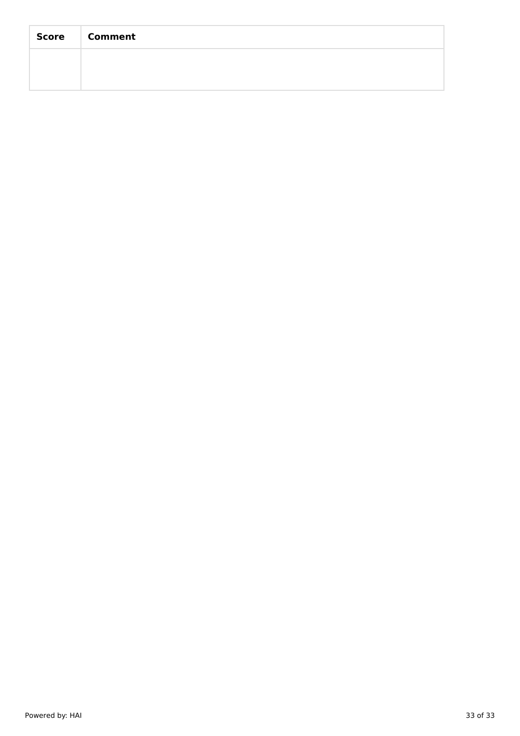| Score | Comment |
| --- | --- |
| | |